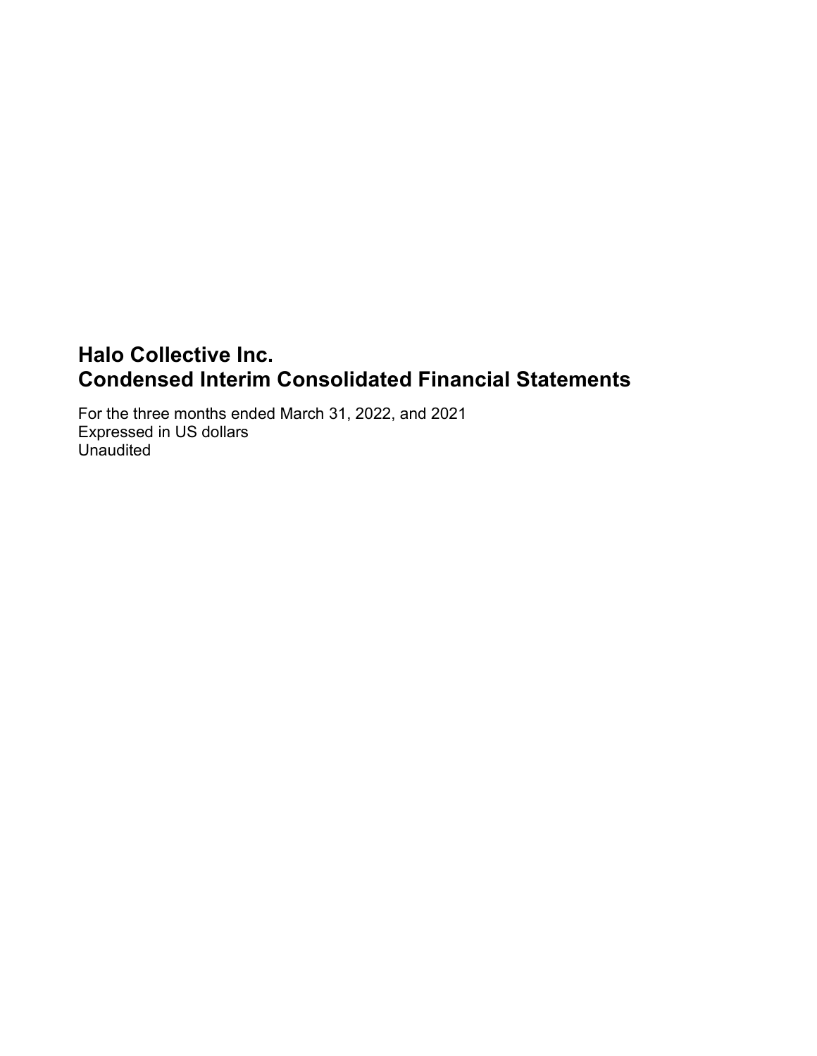# Halo Collective Inc.
# Condensed Interim Consolidated Financial Statements

For the three months ended March 31, 2022, and 2021
Expressed in US dollars
Unaudited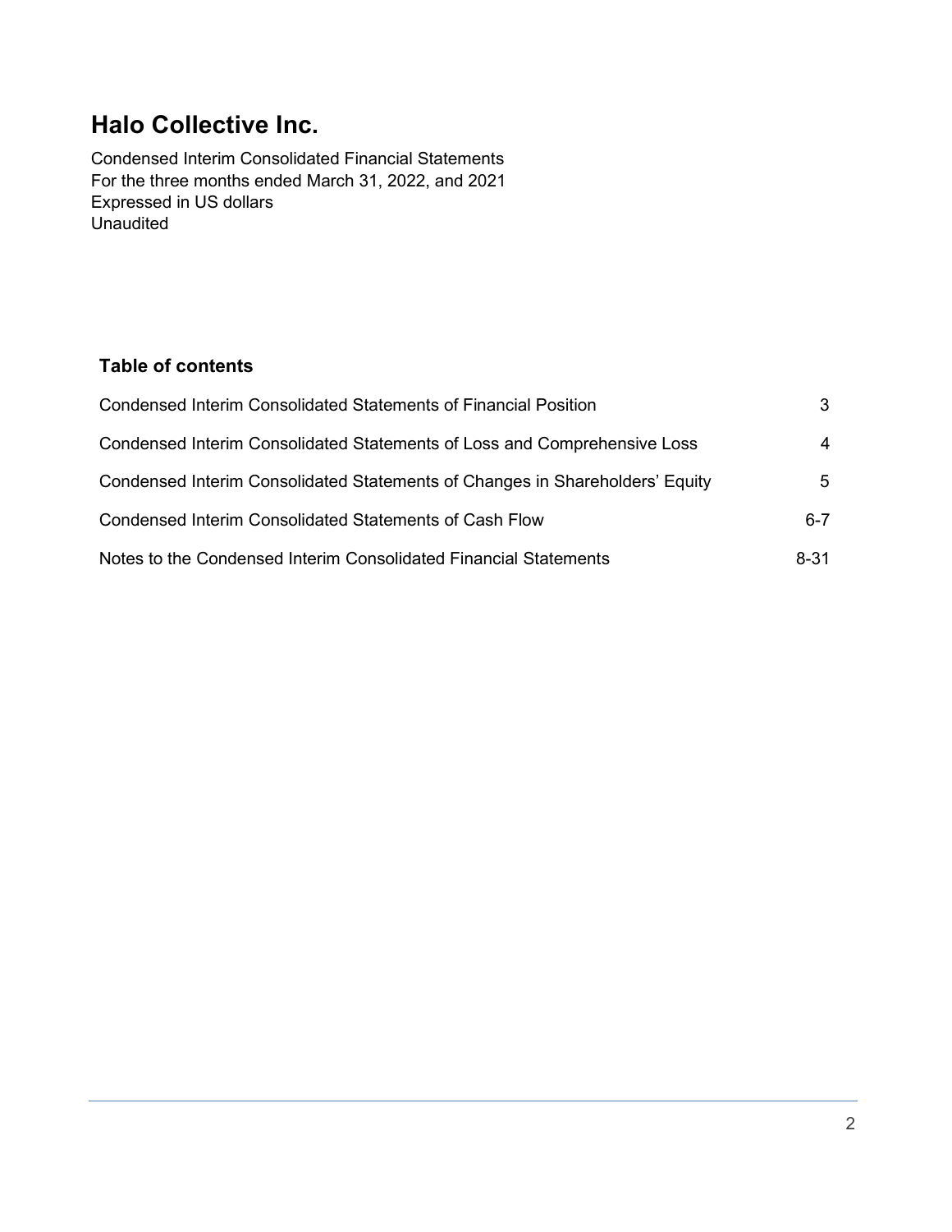# Halo Collective Inc.

Condensed Interim Consolidated Financial Statements
For the three months ended March 31, 2022, and 2021
Expressed in US dollars
Unaudited

## Table of contents

| | |
|---|---|
| Condensed Interim Consolidated Statements of Financial Position | 3 |
| Condensed Interim Consolidated Statements of Loss and Comprehensive Loss | 4 |
| Condensed Interim Consolidated Statements of Changes in Shareholders' Equity | 5 |
| Condensed Interim Consolidated Statements of Cash Flow | 6-7 |
| Notes to the Condensed Interim Consolidated Financial Statements | 8-31 |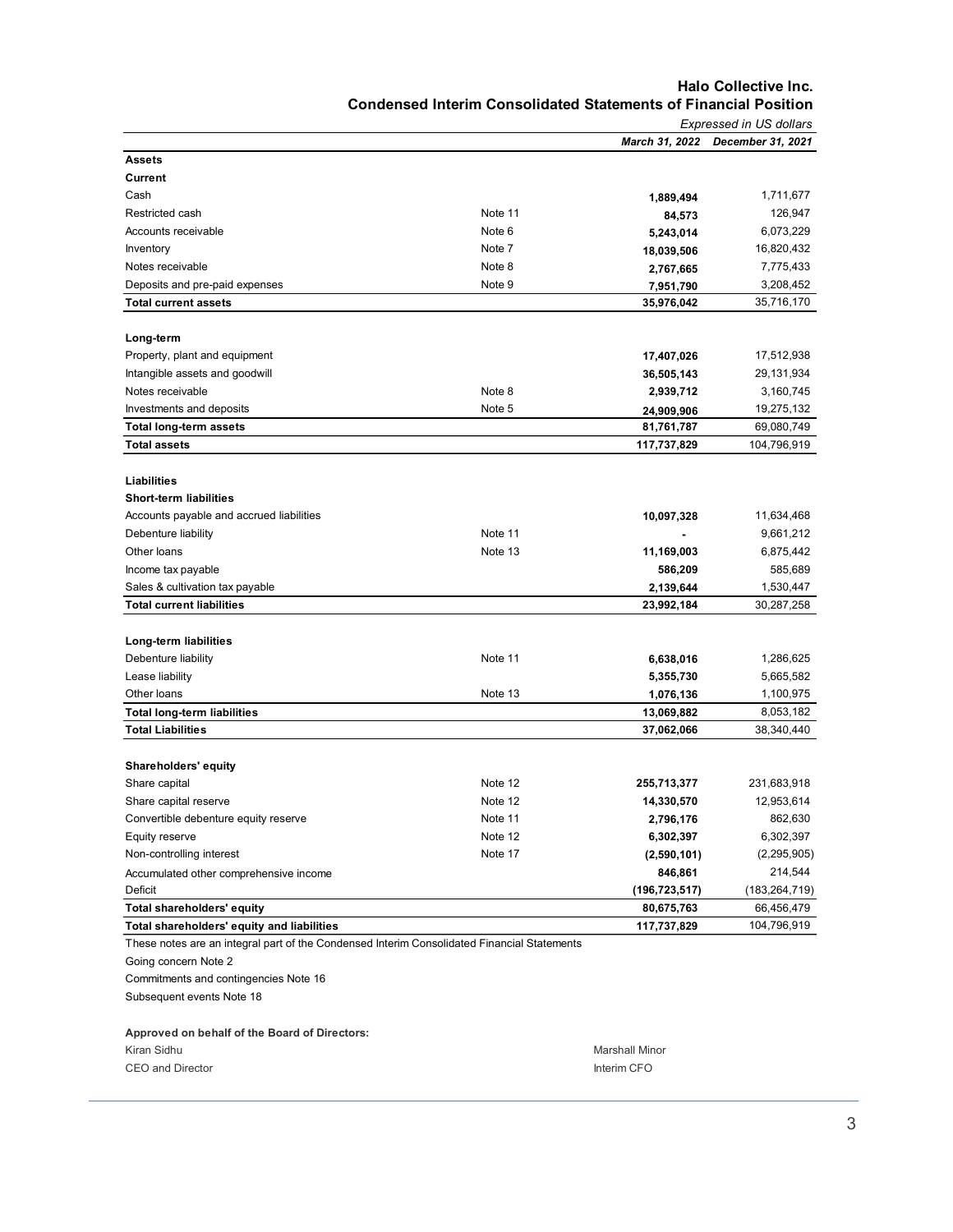# Halo Collective Inc.

## Condensed Interim Consolidated Statements of Financial Position

*Expressed in US dollars*

| | | *March 31, 2022* | *December 31, 2021* |
|---|---|---|---|
| **Assets** | | | |
| **Current** | | | |
| Cash | | **1,889,494** | 1,711,677 |
| Restricted cash | Note 11 | **84,573** | 126,947 |
| Accounts receivable | Note 6 | **5,243,014** | 6,073,229 |
| Inventory | Note 7 | **18,039,506** | 16,820,432 |
| Notes receivable | Note 8 | **2,767,665** | 7,775,433 |
| Deposits and pre-paid expenses | Note 9 | **7,951,790** | 3,208,452 |
| **Total current assets** | | **35,976,042** | 35,716,170 |
| | | | |
| **Long-term** | | | |
| Property, plant and equipment | | **17,407,026** | 17,512,938 |
| Intangible assets and goodwill | | **36,505,143** | 29,131,934 |
| Notes receivable | Note 8 | **2,939,712** | 3,160,745 |
| Investments and deposits | Note 5 | **24,909,906** | 19,275,132 |
| **Total long-term assets** | | **81,761,787** | 69,080,749 |
| **Total assets** | | **117,737,829** | 104,796,919 |
| | | | |
| **Liabilities** | | | |
| **Short-term liabilities** | | | |
| Accounts payable and accrued liabilities | | **10,097,328** | 11,634,468 |
| Debenture liability | Note 11 | **-** | 9,661,212 |
| Other loans | Note 13 | **11,169,003** | 6,875,442 |
| Income tax payable | | **586,209** | 585,689 |
| Sales & cultivation tax payable | | **2,139,644** | 1,530,447 |
| **Total current liabilities** | | **23,992,184** | 30,287,258 |
| | | | |
| **Long-term liabilities** | | | |
| Debenture liability | Note 11 | **6,638,016** | 1,286,625 |
| Lease liability | | **5,355,730** | 5,665,582 |
| Other loans | Note 13 | **1,076,136** | 1,100,975 |
| **Total long-term liabilities** | | **13,069,882** | 8,053,182 |
| **Total Liabilities** | | **37,062,066** | 38,340,440 |
| | | | |
| **Shareholders' equity** | | | |
| Share capital | Note 12 | **255,713,377** | 231,683,918 |
| Share capital reserve | Note 12 | **14,330,570** | 12,953,614 |
| Convertible debenture equity reserve | Note 11 | **2,796,176** | 862,630 |
| Equity reserve | Note 12 | **6,302,397** | 6,302,397 |
| Non-controlling interest | Note 17 | **(2,590,101)** | (2,295,905) |
| Accumulated other comprehensive income | | **846,861** | 214,544 |
| Deficit | | **(196,723,517)** | (183,264,719) |
| **Total shareholders' equity** | | **80,675,763** | 66,456,479 |
| **Total shareholders' equity and liabilities** | | **117,737,829** | 104,796,919 |

These notes are an integral part of the Condensed Interim Consolidated Financial Statements

Going concern Note 2

Commitments and contingencies Note 16

Subsequent events Note 18

**Approved on behalf of the Board of Directors:**

Kiran Sidhu
CEO and Director

Marshall Minor
Interim CFO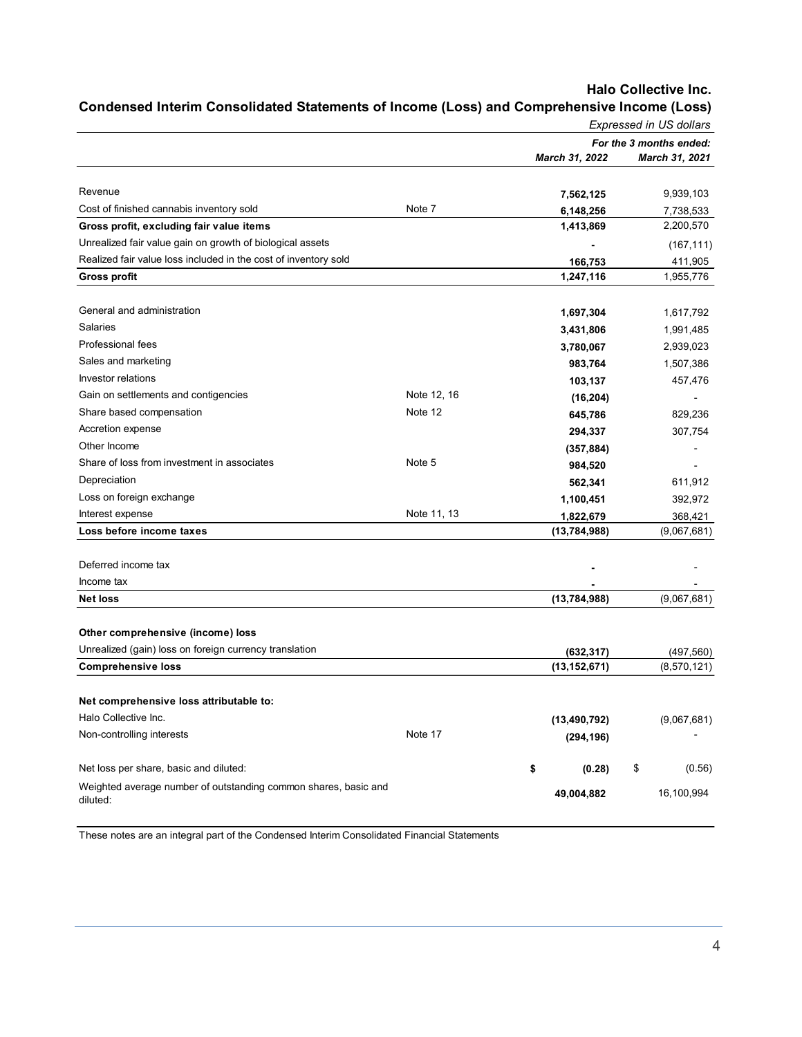# Halo Collective Inc.

## Condensed Interim Consolidated Statements of Income (Loss) and Comprehensive Income (Loss)

*Expressed in US dollars*

| | | *For the 3 months ended:* | |
|---|---|---|---|
| | | ***March 31, 2022*** | ***March 31, 2021*** |
| Revenue | | **7,562,125** | 9,939,103 |
| Cost of finished cannabis inventory sold | Note 7 | **6,148,256** | 7,738,533 |
| **Gross profit, excluding fair value items** | | **1,413,869** | 2,200,570 |
| Unrealized fair value gain on growth of biological assets | | **-** | (167,111) |
| Realized fair value loss included in the cost of inventory sold | | **166,753** | 411,905 |
| **Gross profit** | | **1,247,116** | 1,955,776 |
| | | | |
| General and administration | | **1,697,304** | 1,617,792 |
| Salaries | | **3,431,806** | 1,991,485 |
| Professional fees | | **3,780,067** | 2,939,023 |
| Sales and marketing | | **983,764** | 1,507,386 |
| Investor relations | | **103,137** | 457,476 |
| Gain on settlements and contigencies | Note 12, 16 | **(16,204)** | - |
| Share based compensation | Note 12 | **645,786** | 829,236 |
| Accretion expense | | **294,337** | 307,754 |
| Other Income | | **(357,884)** | - |
| Share of loss from investment in associates | Note 5 | **984,520** | - |
| Depreciation | | **562,341** | 611,912 |
| Loss on foreign exchange | | **1,100,451** | 392,972 |
| Interest expense | Note 11, 13 | **1,822,679** | 368,421 |
| **Loss before income taxes** | | **(13,784,988)** | (9,067,681) |
| | | | |
| Deferred income tax | | **-** | - |
| Income tax | | **-** | - |
| **Net loss** | | **(13,784,988)** | (9,067,681) |
| | | | |
| **Other comprehensive (income) loss** | | | |
| Unrealized (gain) loss on foreign currency translation | | **(632,317)** | (497,560) |
| **Comprehensive loss** | | **(13,152,671)** | (8,570,121) |
| | | | |
| **Net comprehensive loss attributable to:** | | | |
| Halo Collective Inc. | | **(13,490,792)** | (9,067,681) |
| Non-controlling interests | Note 17 | **(294,196)** | - |
| | | | |
| Net loss per share, basic and diluted: | | **$ (0.28)** | $ (0.56) |
| Weighted average number of outstanding common shares, basic and diluted: | | **49,004,882** | 16,100,994 |

These notes are an integral part of the Condensed Interim Consolidated Financial Statements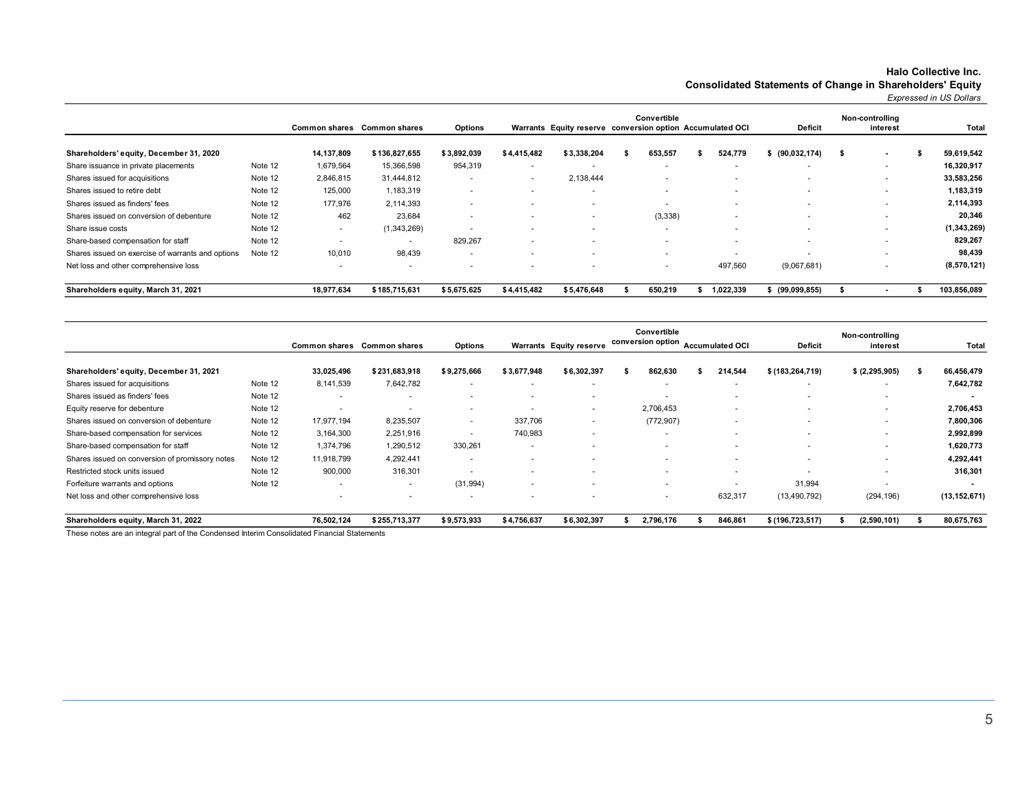**Halo Collective Inc.**
**Consolidated Statements of Change in Shareholders' Equity**
*Expressed in US Dollars*

| | | Common shares | Common shares | Options | Warrants | Equity reserve | Convertible conversion option | Accumulated OCI | Deficit | Non-controlling interest | Total |
|---|---|---|---|---|---|---|---|---|---|---|---|
| **Shareholders' equity, December 31, 2020** | | **14,137,809** | **$ 136,827,655** | **$ 3,892,039** | **$ 4,415,482** | **$ 3,338,204** | **$ 653,557** | **$ 524,779** | **$ (90,032,174)** | **$ -** | **$ 59,619,542** |
| Share issuance in private placements | Note 12 | 1,679,564 | 15,366,598 | 954,319 | - | - | - | - | - | - | **16,320,917** |
| Shares issued for acquisitions | Note 12 | 2,846,815 | 31,444,812 | - | - | 2,138,444 | - | - | - | - | **33,583,256** |
| Shares issued to retire debt | Note 12 | 125,000 | 1,183,319 | - | - | - | - | - | - | - | **1,183,319** |
| Shares issued as finders' fees | Note 12 | 177,976 | 2,114,393 | - | - | - | - | - | - | - | **2,114,393** |
| Shares issued on conversion of debenture | Note 12 | 462 | 23,684 | - | - | - | (3,338) | - | - | - | **20,346** |
| Share issue costs | Note 12 | - | (1,343,269) | - | - | - | - | - | - | - | **(1,343,269)** |
| Share-based compensation for staff | Note 12 | - | - | 829,267 | - | - | - | - | - | - | **829,267** |
| Shares issued on exercise of warrants and options | Note 12 | 10,010 | 98,439 | - | - | - | - | - | - | - | **98,439** |
| Net loss and other comprehensive loss | | - | - | - | - | - | - | 497,560 | (9,067,681) | - | **(8,570,121)** |
| **Shareholders equity, March 31, 2021** | | **18,977,634** | **$ 185,715,631** | **$ 5,675,625** | **$ 4,415,482** | **$ 5,476,648** | **$ 650,219** | **$ 1,022,339** | **$ (99,099,855)** | **$ -** | **$ 103,856,089** |

| | | Common shares | Common shares | Options | Warrants | Equity reserve | Convertible conversion option | Accumulated OCI | Deficit | Non-controlling interest | Total |
|---|---|---|---|---|---|---|---|---|---|---|---|
| **Shareholders' equity, December 31, 2021** | | **33,025,496** | **$ 231,683,918** | **$ 9,275,666** | **$ 3,677,948** | **$ 6,302,397** | **$ 862,630** | **$ 214,544** | **$ (183,264,719)** | **$ (2,295,905)** | **$ 66,456,479** |
| Shares issued for acquisitions | Note 12 | 8,141,539 | 7,642,782 | - | - | - | - | - | - | - | **7,642,782** |
| Shares issued as finders' fees | Note 12 | - | - | - | - | - | - | - | - | - | **-** |
| Equity reserve for debenture | Note 12 | - | - | - | - | - | 2,706,453 | - | - | - | **2,706,453** |
| Shares issued on conversion of debenture | Note 12 | 17,977,194 | 8,235,507 | - | 337,706 | - | (772,907) | - | - | - | **7,800,306** |
| Share-based compensation for services | Note 12 | 3,164,300 | 2,251,916 | - | 740,983 | - | - | - | - | - | **2,992,899** |
| Share-based compensation for staff | Note 12 | 1,374,796 | 1,290,512 | 330,261 | - | - | - | - | - | - | **1,620,773** |
| Shares issued on conversion of promissory notes | Note 12 | 11,918,799 | 4,292,441 | - | - | - | - | - | - | - | **4,292,441** |
| Restricted stock units issued | Note 12 | 900,000 | 316,301 | - | - | - | - | - | - | - | **316,301** |
| Forfeiture warrants and options | Note 12 | - | - | (31,994) | - | - | - | - | 31,994 | - | **-** |
| Net loss and other comprehensive loss | | - | - | - | - | - | - | 632,317 | (13,490,792) | (294,196) | **(13,152,671)** |
| **Shareholders equity, March 31, 2022** | | **76,502,124** | **$ 255,713,377** | **$ 9,573,933** | **$ 4,756,637** | **$ 6,302,397** | **$ 2,796,176** | **$ 846,861** | **$ (196,723,517)** | **$ (2,590,101)** | **$ 80,675,763** |

These notes are an integral part of the Condensed Interim Consolidated Financial Statements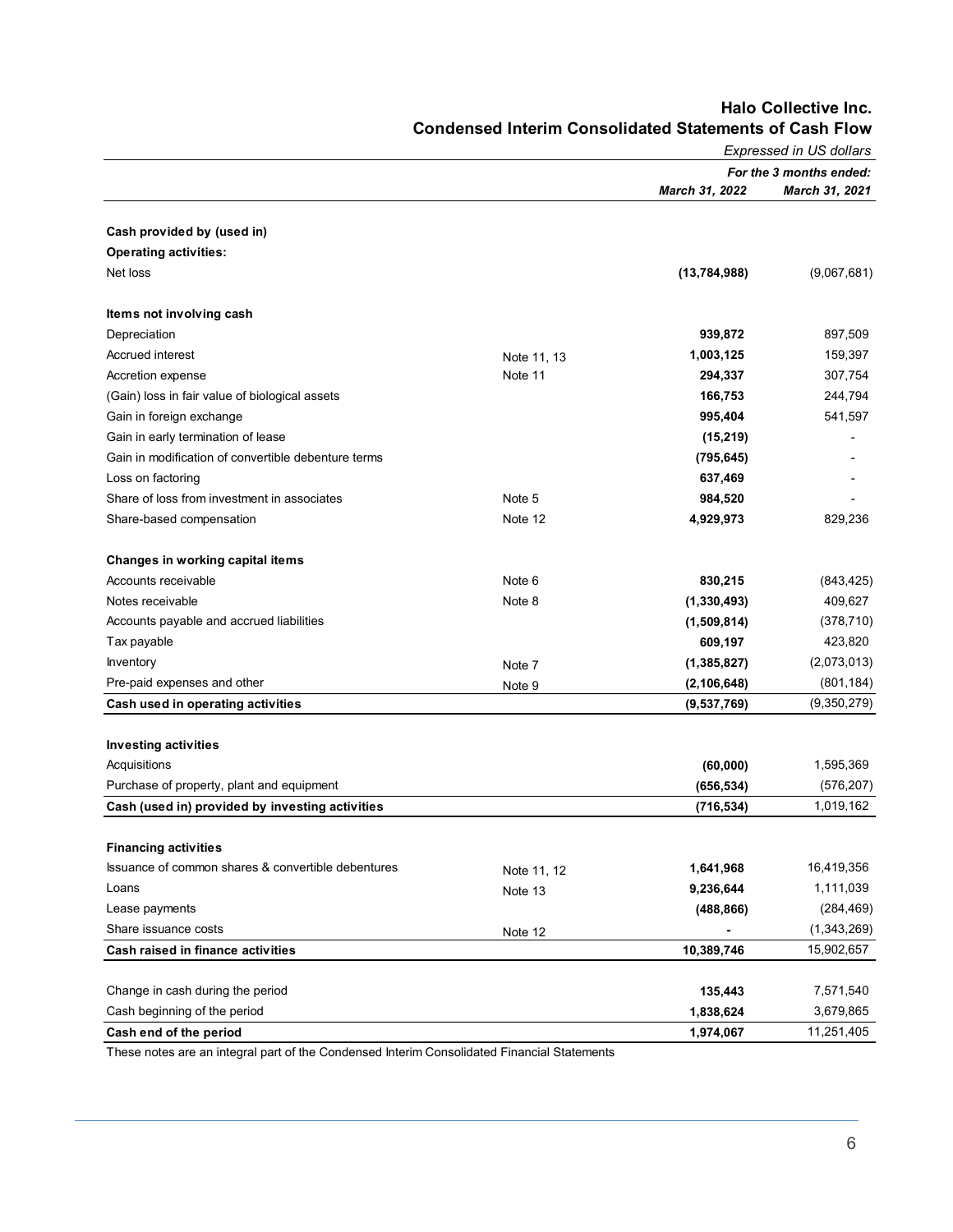# Halo Collective Inc.

## Condensed Interim Consolidated Statements of Cash Flow

*Expressed in US dollars*

| | | *For the 3 months ended:* | |
|---|---|---|---|
| | | ***March 31, 2022*** | ***March 31, 2021*** |
| **Cash provided by (used in)** | | | |
| **Operating activities:** | | | |
| Net loss | | **(13,784,988)** | (9,067,681) |
| **Items not involving cash** | | | |
| Depreciation | | **939,872** | 897,509 |
| Accrued interest | Note 11, 13 | **1,003,125** | 159,397 |
| Accretion expense | Note 11 | **294,337** | 307,754 |
| (Gain) loss in fair value of biological assets | | **166,753** | 244,794 |
| Gain in foreign exchange | | **995,404** | 541,597 |
| Gain in early termination of lease | | **(15,219)** | - |
| Gain in modification of convertible debenture terms | | **(795,645)** | - |
| Loss on factoring | | **637,469** | - |
| Share of loss from investment in associates | Note 5 | **984,520** | - |
| Share-based compensation | Note 12 | **4,929,973** | 829,236 |
| **Changes in working capital items** | | | |
| Accounts receivable | Note 6 | **830,215** | (843,425) |
| Notes receivable | Note 8 | **(1,330,493)** | 409,627 |
| Accounts payable and accrued liabilities | | **(1,509,814)** | (378,710) |
| Tax payable | | **609,197** | 423,820 |
| Inventory | Note 7 | **(1,385,827)** | (2,073,013) |
| Pre-paid expenses and other | Note 9 | **(2,106,648)** | (801,184) |
| **Cash used in operating activities** | | **(9,537,769)** | (9,350,279) |
| **Investing activities** | | | |
| Acquisitions | | **(60,000)** | 1,595,369 |
| Purchase of property, plant and equipment | | **(656,534)** | (576,207) |
| **Cash (used in) provided by investing activities** | | **(716,534)** | 1,019,162 |
| **Financing activities** | | | |
| Issuance of common shares & convertible debentures | Note 11, 12 | **1,641,968** | 16,419,356 |
| Loans | Note 13 | **9,236,644** | 1,111,039 |
| Lease payments | | **(488,866)** | (284,469) |
| Share issuance costs | Note 12 | **-** | (1,343,269) |
| **Cash raised in finance activities** | | **10,389,746** | 15,902,657 |
| Change in cash during the period | | **135,443** | 7,571,540 |
| Cash beginning of the period | | **1,838,624** | 3,679,865 |
| **Cash end of the period** | | **1,974,067** | 11,251,405 |

These notes are an integral part of the Condensed Interim Consolidated Financial Statements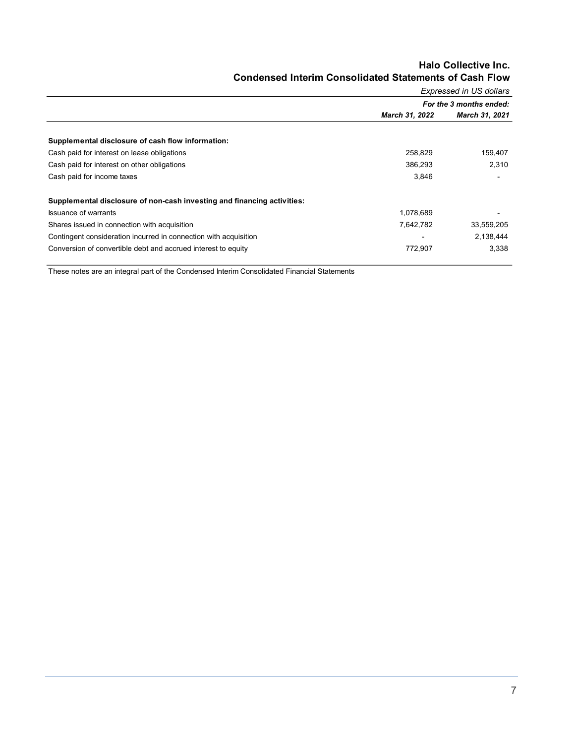# Halo Collective Inc.
## Condensed Interim Consolidated Statements of Cash Flow

*Expressed in US dollars*

| | *For the 3 months ended:* | |
|---|---|---|
| | ***March 31, 2022*** | ***March 31, 2021*** |
| **Supplemental disclosure of cash flow information:** | | |
| Cash paid for interest on lease obligations | 258,829 | 159,407 |
| Cash paid for interest on other obligations | 386,293 | 2,310 |
| Cash paid for income taxes | 3,846 | - |
| **Supplemental disclosure of non-cash investing and financing activities:** | | |
| Issuance of warrants | 1,078,689 | - |
| Shares issued in connection with acquisition | 7,642,782 | 33,559,205 |
| Contingent consideration incurred in connection with acquisition | - | 2,138,444 |
| Conversion of convertible debt and accrued interest to equity | 772,907 | 3,338 |

These notes are an integral part of the Condensed Interim Consolidated Financial Statements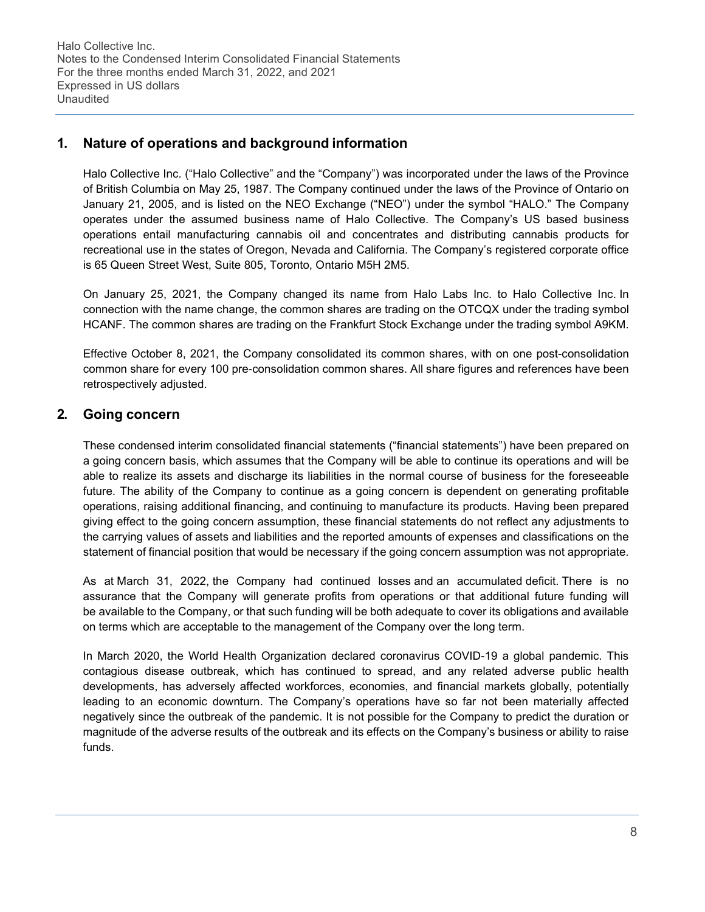## 1. Nature of operations and background information

Halo Collective Inc. ("Halo Collective" and the "Company") was incorporated under the laws of the Province of British Columbia on May 25, 1987. The Company continued under the laws of the Province of Ontario on January 21, 2005, and is listed on the NEO Exchange ("NEO") under the symbol "HALO." The Company operates under the assumed business name of Halo Collective. The Company's US based business operations entail manufacturing cannabis oil and concentrates and distributing cannabis products for recreational use in the states of Oregon, Nevada and California. The Company's registered corporate office is 65 Queen Street West, Suite 805, Toronto, Ontario M5H 2M5.

On January 25, 2021, the Company changed its name from Halo Labs Inc. to Halo Collective Inc. In connection with the name change, the common shares are trading on the OTCQX under the trading symbol HCANF. The common shares are trading on the Frankfurt Stock Exchange under the trading symbol A9KM.

Effective October 8, 2021, the Company consolidated its common shares, with on one post-consolidation common share for every 100 pre-consolidation common shares. All share figures and references have been retrospectively adjusted.

## 2. Going concern

These condensed interim consolidated financial statements ("financial statements") have been prepared on a going concern basis, which assumes that the Company will be able to continue its operations and will be able to realize its assets and discharge its liabilities in the normal course of business for the foreseeable future. The ability of the Company to continue as a going concern is dependent on generating profitable operations, raising additional financing, and continuing to manufacture its products. Having been prepared giving effect to the going concern assumption, these financial statements do not reflect any adjustments to the carrying values of assets and liabilities and the reported amounts of expenses and classifications on the statement of financial position that would be necessary if the going concern assumption was not appropriate.

As at March 31, 2022, the Company had continued losses and an accumulated deficit. There is no assurance that the Company will generate profits from operations or that additional future funding will be available to the Company, or that such funding will be both adequate to cover its obligations and available on terms which are acceptable to the management of the Company over the long term.

In March 2020, the World Health Organization declared coronavirus COVID-19 a global pandemic. This contagious disease outbreak, which has continued to spread, and any related adverse public health developments, has adversely affected workforces, economies, and financial markets globally, potentially leading to an economic downturn. The Company's operations have so far not been materially affected negatively since the outbreak of the pandemic. It is not possible for the Company to predict the duration or magnitude of the adverse results of the outbreak and its effects on the Company's business or ability to raise funds.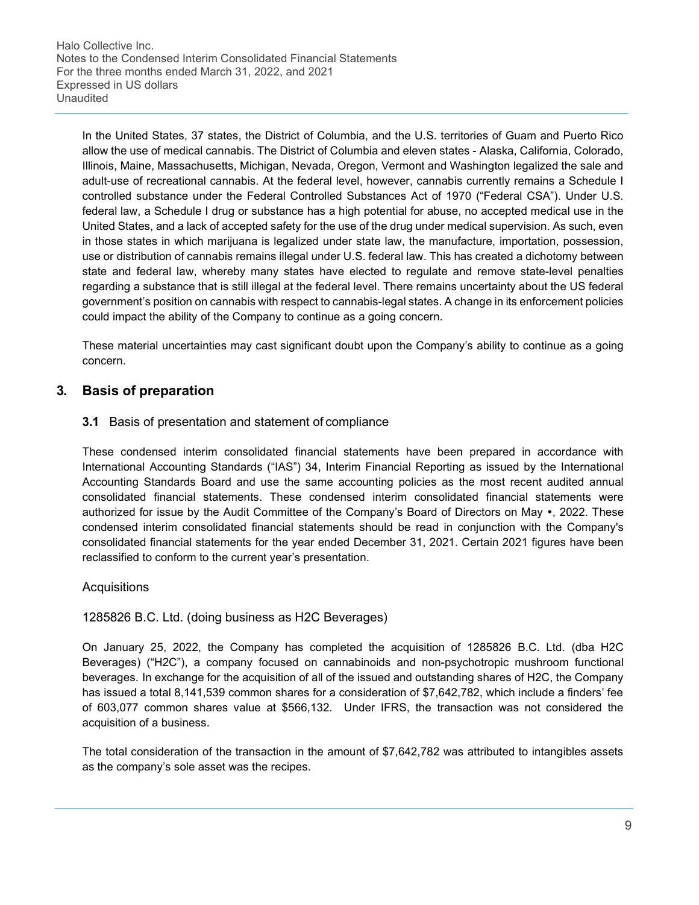In the United States, 37 states, the District of Columbia, and the U.S. territories of Guam and Puerto Rico allow the use of medical cannabis. The District of Columbia and eleven states - Alaska, California, Colorado, Illinois, Maine, Massachusetts, Michigan, Nevada, Oregon, Vermont and Washington legalized the sale and adult-use of recreational cannabis. At the federal level, however, cannabis currently remains a Schedule I controlled substance under the Federal Controlled Substances Act of 1970 ("Federal CSA"). Under U.S. federal law, a Schedule I drug or substance has a high potential for abuse, no accepted medical use in the United States, and a lack of accepted safety for the use of the drug under medical supervision. As such, even in those states in which marijuana is legalized under state law, the manufacture, importation, possession, use or distribution of cannabis remains illegal under U.S. federal law. This has created a dichotomy between state and federal law, whereby many states have elected to regulate and remove state-level penalties regarding a substance that is still illegal at the federal level. There remains uncertainty about the US federal government's position on cannabis with respect to cannabis-legal states. A change in its enforcement policies could impact the ability of the Company to continue as a going concern.

These material uncertainties may cast significant doubt upon the Company's ability to continue as a going concern.

## 3. Basis of preparation

### 3.1 Basis of presentation and statement of compliance

These condensed interim consolidated financial statements have been prepared in accordance with International Accounting Standards ("IAS") 34, Interim Financial Reporting as issued by the International Accounting Standards Board and use the same accounting policies as the most recent audited annual consolidated financial statements. These condensed interim consolidated financial statements were authorized for issue by the Audit Committee of the Company's Board of Directors on May •, 2022. These condensed interim consolidated financial statements should be read in conjunction with the Company's consolidated financial statements for the year ended December 31, 2021. Certain 2021 figures have been reclassified to conform to the current year's presentation.

Acquisitions

1285826 B.C. Ltd. (doing business as H2C Beverages)

On January 25, 2022, the Company has completed the acquisition of 1285826 B.C. Ltd. (dba H2C Beverages) ("H2C"), a company focused on cannabinoids and non-psychotropic mushroom functional beverages. In exchange for the acquisition of all of the issued and outstanding shares of H2C, the Company has issued a total 8,141,539 common shares for a consideration of $7,642,782, which include a finders' fee of 603,077 common shares value at $566,132. Under IFRS, the transaction was not considered the acquisition of a business.

The total consideration of the transaction in the amount of $7,642,782 was attributed to intangibles assets as the company's sole asset was the recipes.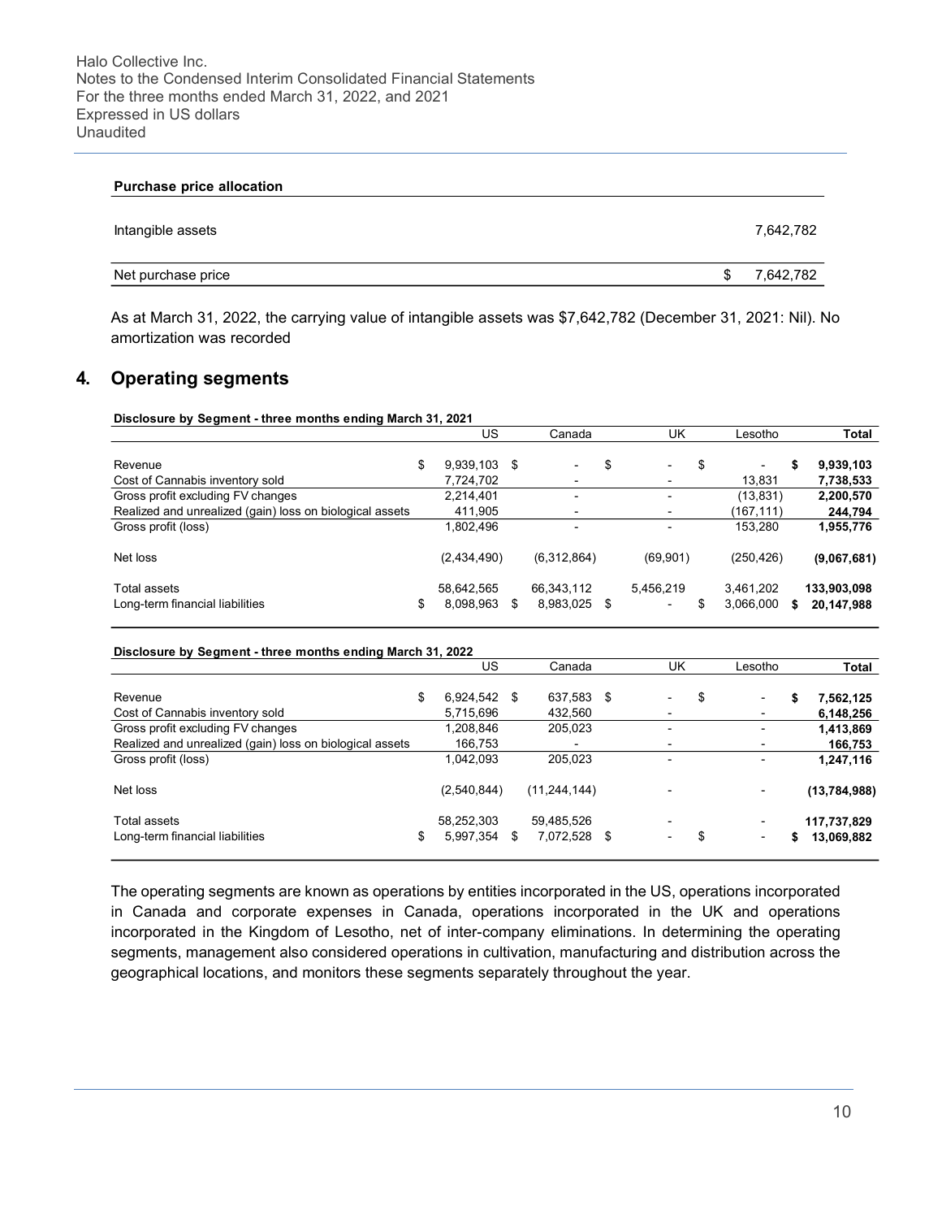| Purchase price allocation | |
|---|---|
| Intangible assets | 7,642,782 |
| Net purchase price | $ 7,642,782 |

As at March 31, 2022, the carrying value of intangible assets was $7,642,782 (December 31, 2021: Nil). No amortization was recorded

## 4. Operating segments

**Disclosure by Segment - three months ending March 31, 2021**

| | US | Canada | UK | Lesotho | Total |
|---|---|---|---|---|---|
| Revenue | $ 9,939,103 | $ - | $ - | $ - | $ **9,939,103** |
| Cost of Cannabis inventory sold | 7,724,702 | - | - | 13,831 | **7,738,533** |
| Gross profit excluding FV changes | 2,214,401 | - | - | (13,831) | **2,200,570** |
| Realized and unrealized (gain) loss on biological assets | 411,905 | - | - | (167,111) | **244,794** |
| Gross profit (loss) | 1,802,496 | - | - | 153,280 | **1,955,776** |
| Net loss | (2,434,490) | (6,312,864) | (69,901) | (250,426) | **(9,067,681)** |
| Total assets | 58,642,565 | 66,343,112 | 5,456,219 | 3,461,202 | **133,903,098** |
| Long-term financial liabilities | $ 8,098,963 | $ 8,983,025 | $ - | $ 3,066,000 | $ **20,147,988** |

**Disclosure by Segment - three months ending March 31, 2022**

| | US | Canada | UK | Lesotho | Total |
|---|---|---|---|---|---|
| Revenue | $ 6,924,542 | $ 637,583 | $ - | $ - | $ **7,562,125** |
| Cost of Cannabis inventory sold | 5,715,696 | 432,560 | - | - | **6,148,256** |
| Gross profit excluding FV changes | 1,208,846 | 205,023 | - | - | **1,413,869** |
| Realized and unrealized (gain) loss on biological assets | 166,753 | - | - | - | **166,753** |
| Gross profit (loss) | 1,042,093 | 205,023 | - | - | **1,247,116** |
| Net loss | (2,540,844) | (11,244,144) | - | - | **(13,784,988)** |
| Total assets | 58,252,303 | 59,485,526 | - | - | **117,737,829** |
| Long-term financial liabilities | $ 5,997,354 | $ 7,072,528 | $ - | $ - | $ **13,069,882** |

The operating segments are known as operations by entities incorporated in the US, operations incorporated in Canada and corporate expenses in Canada, operations incorporated in the UK and operations incorporated in the Kingdom of Lesotho, net of inter-company eliminations. In determining the operating segments, management also considered operations in cultivation, manufacturing and distribution across the geographical locations, and monitors these segments separately throughout the year.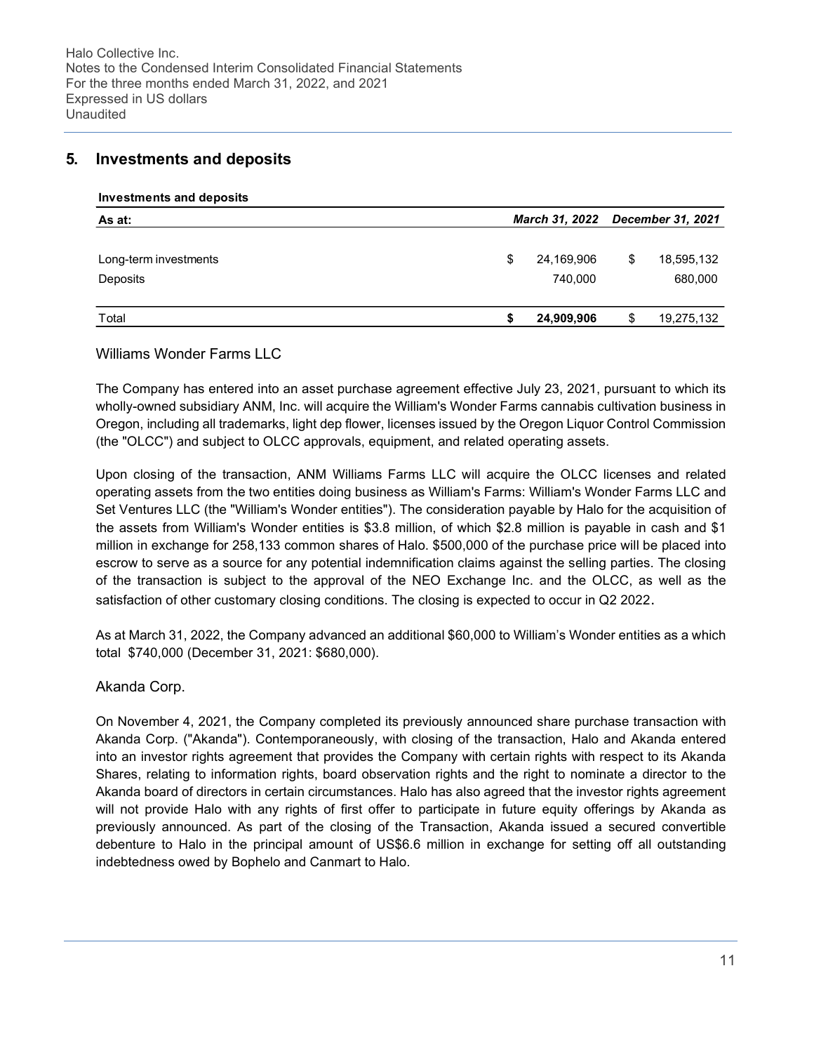## 5. Investments and deposits

**Investments and deposits**

| As at: | | March 31, 2022 | | December 31, 2021 |
|---|---|---|---|---|
| Long-term investments | $ | 24,169,906 | $ | 18,595,132 |
| Deposits | | 740,000 | | 680,000 |
| Total | **$** | **24,909,906** | $ | 19,275,132 |

### Williams Wonder Farms LLC

The Company has entered into an asset purchase agreement effective July 23, 2021, pursuant to which its wholly-owned subsidiary ANM, Inc. will acquire the William's Wonder Farms cannabis cultivation business in Oregon, including all trademarks, light dep flower, licenses issued by the Oregon Liquor Control Commission (the "OLCC") and subject to OLCC approvals, equipment, and related operating assets.

Upon closing of the transaction, ANM Williams Farms LLC will acquire the OLCC licenses and related operating assets from the two entities doing business as William's Farms: William's Wonder Farms LLC and Set Ventures LLC (the "William's Wonder entities"). The consideration payable by Halo for the acquisition of the assets from William's Wonder entities is $3.8 million, of which $2.8 million is payable in cash and $1 million in exchange for 258,133 common shares of Halo. $500,000 of the purchase price will be placed into escrow to serve as a source for any potential indemnification claims against the selling parties. The closing of the transaction is subject to the approval of the NEO Exchange Inc. and the OLCC, as well as the satisfaction of other customary closing conditions. The closing is expected to occur in Q2 2022.

As at March 31, 2022, the Company advanced an additional $60,000 to William's Wonder entities as a which total $740,000 (December 31, 2021: $680,000).

### Akanda Corp.

On November 4, 2021, the Company completed its previously announced share purchase transaction with Akanda Corp. ("Akanda"). Contemporaneously, with closing of the transaction, Halo and Akanda entered into an investor rights agreement that provides the Company with certain rights with respect to its Akanda Shares, relating to information rights, board observation rights and the right to nominate a director to the Akanda board of directors in certain circumstances. Halo has also agreed that the investor rights agreement will not provide Halo with any rights of first offer to participate in future equity offerings by Akanda as previously announced. As part of the closing of the Transaction, Akanda issued a secured convertible debenture to Halo in the principal amount of US$6.6 million in exchange for setting off all outstanding indebtedness owed by Bophelo and Canmart to Halo.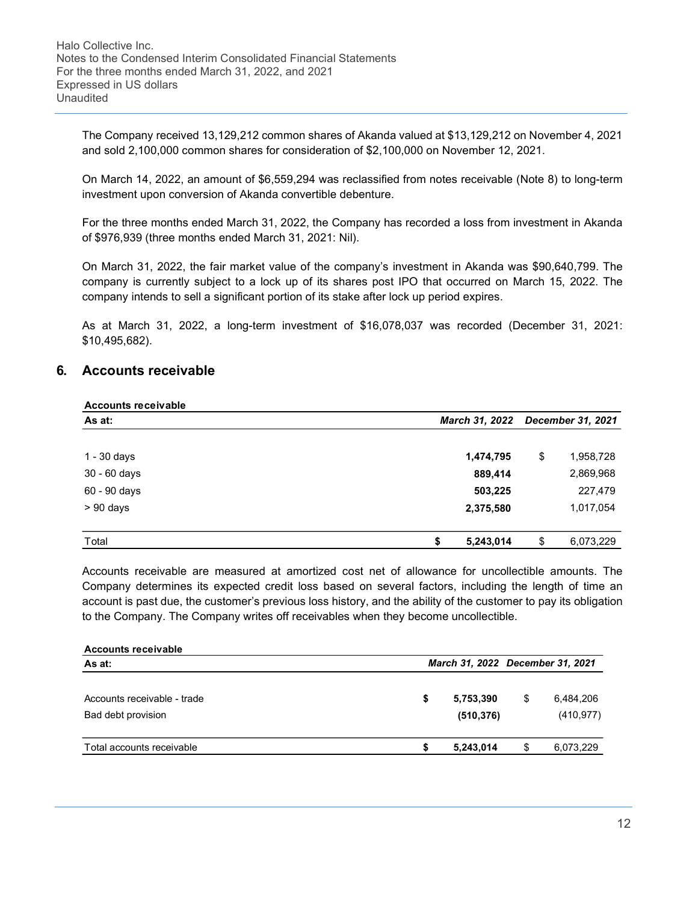The Company received 13,129,212 common shares of Akanda valued at $13,129,212 on November 4, 2021 and sold 2,100,000 common shares for consideration of $2,100,000 on November 12, 2021.

On March 14, 2022, an amount of $6,559,294 was reclassified from notes receivable (Note 8) to long-term investment upon conversion of Akanda convertible debenture.

For the three months ended March 31, 2022, the Company has recorded a loss from investment in Akanda of $976,939 (three months ended March 31, 2021: Nil).

On March 31, 2022, the fair market value of the company's investment in Akanda was $90,640,799. The company is currently subject to a lock up of its shares post IPO that occurred on March 15, 2022. The company intends to sell a significant portion of its stake after lock up period expires.

As at March 31, 2022, a long-term investment of $16,078,037 was recorded (December 31, 2021: $10,495,682).

## 6. Accounts receivable

**Accounts receivable**

| As at: | *March 31, 2022* | *December 31, 2021* |
|---|---|---|
| 1 - 30 days | **1,474,795** | $ 1,958,728 |
| 30 - 60 days | **889,414** | 2,869,968 |
| 60 - 90 days | **503,225** | 227,479 |
| > 90 days | **2,375,580** | 1,017,054 |
| Total | **$ 5,243,014** | $ 6,073,229 |

Accounts receivable are measured at amortized cost net of allowance for uncollectible amounts. The Company determines its expected credit loss based on several factors, including the length of time an account is past due, the customer's previous loss history, and the ability of the customer to pay its obligation to the Company. The Company writes off receivables when they become uncollectible.

**Accounts receivable**

| As at: | *March 31, 2022* | *December 31, 2021* |
|---|---|---|
| Accounts receivable - trade | **$ 5,753,390** | $ 6,484,206 |
| Bad debt provision | **(510,376)** | (410,977) |
| Total accounts receivable | **$ 5,243,014** | $ 6,073,229 |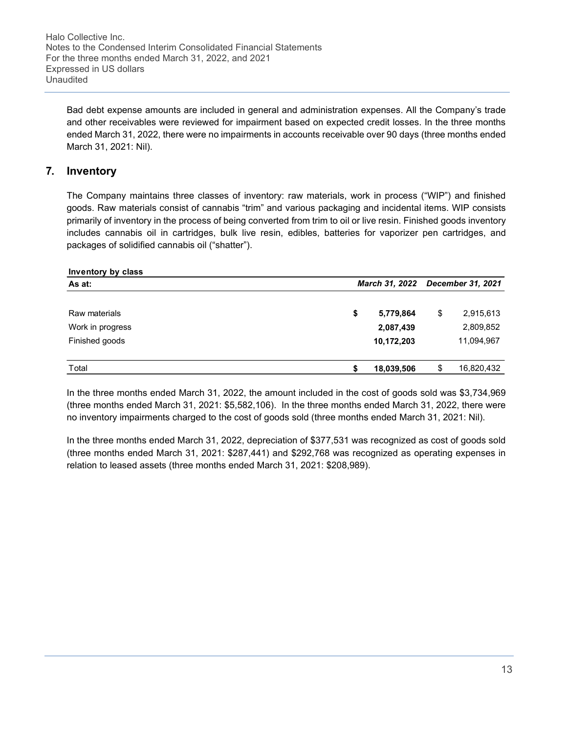Bad debt expense amounts are included in general and administration expenses. All the Company's trade and other receivables were reviewed for impairment based on expected credit losses. In the three months ended March 31, 2022, there were no impairments in accounts receivable over 90 days (three months ended March 31, 2021: Nil).

## 7. Inventory

The Company maintains three classes of inventory: raw materials, work in process ("WIP") and finished goods. Raw materials consist of cannabis "trim" and various packaging and incidental items. WIP consists primarily of inventory in the process of being converted from trim to oil or live resin. Finished goods inventory includes cannabis oil in cartridges, bulk live resin, edibles, batteries for vaporizer pen cartridges, and packages of solidified cannabis oil ("shatter").

**Inventory by class**

| As at: | *March 31, 2022* | *December 31, 2021* |
|---|---|---|
| Raw materials | **$ 5,779,864** | $ 2,915,613 |
| Work in progress | **2,087,439** | 2,809,852 |
| Finished goods | **10,172,203** | 11,094,967 |
| Total | **$ 18,039,506** | $ 16,820,432 |

In the three months ended March 31, 2022, the amount included in the cost of goods sold was $3,734,969 (three months ended March 31, 2021: $5,582,106). In the three months ended March 31, 2022, there were no inventory impairments charged to the cost of goods sold (three months ended March 31, 2021: Nil).

In the three months ended March 31, 2022, depreciation of $377,531 was recognized as cost of goods sold (three months ended March 31, 2021: $287,441) and $292,768 was recognized as operating expenses in relation to leased assets (three months ended March 31, 2021: $208,989).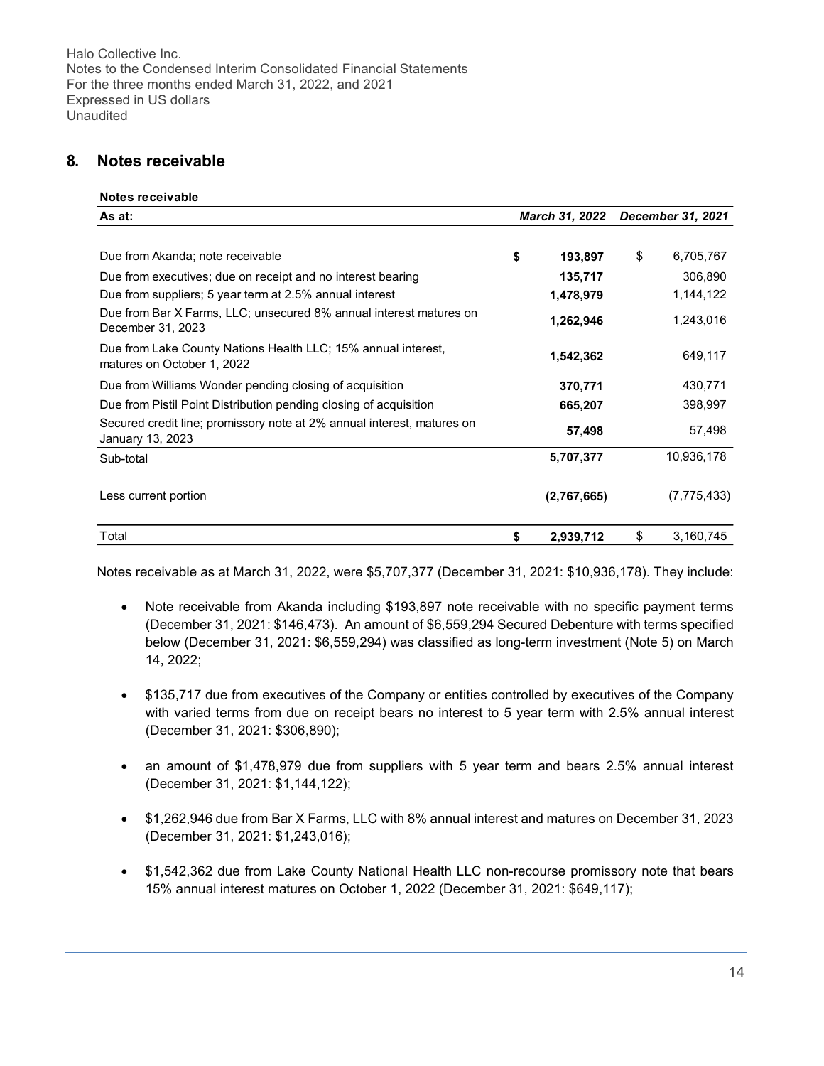## 8. Notes receivable

**Notes receivable**

| As at: | *March 31, 2022* | *December 31, 2021* |
|---|---|---|
| Due from Akanda; note receivable | **$ 193,897** | $ 6,705,767 |
| Due from executives; due on receipt and no interest bearing | **135,717** | 306,890 |
| Due from suppliers; 5 year term at 2.5% annual interest | **1,478,979** | 1,144,122 |
| Due from Bar X Farms, LLC; unsecured 8% annual interest matures on December 31, 2023 | **1,262,946** | 1,243,016 |
| Due from Lake County Nations Health LLC; 15% annual interest, matures on October 1, 2022 | **1,542,362** | 649,117 |
| Due from Williams Wonder pending closing of acquisition | **370,771** | 430,771 |
| Due from Pistil Point Distribution pending closing of acquisition | **665,207** | 398,997 |
| Secured credit line; promissory note at 2% annual interest, matures on January 13, 2023 | **57,498** | 57,498 |
| Sub-total | **5,707,377** | 10,936,178 |
| Less current portion | **(2,767,665)** | (7,775,433) |
| Total | **$ 2,939,712** | $ 3,160,745 |

Notes receivable as at March 31, 2022, were $5,707,377 (December 31, 2021: $10,936,178). They include:

- Note receivable from Akanda including $193,897 note receivable with no specific payment terms (December 31, 2021: $146,473). An amount of $6,559,294 Secured Debenture with terms specified below (December 31, 2021: $6,559,294) was classified as long-term investment (Note 5) on March 14, 2022;

- $135,717 due from executives of the Company or entities controlled by executives of the Company with varied terms from due on receipt bears no interest to 5 year term with 2.5% annual interest (December 31, 2021: $306,890);

- an amount of $1,478,979 due from suppliers with 5 year term and bears 2.5% annual interest (December 31, 2021: $1,144,122);

- $1,262,946 due from Bar X Farms, LLC with 8% annual interest and matures on December 31, 2023 (December 31, 2021: $1,243,016);

- $1,542,362 due from Lake County National Health LLC non-recourse promissory note that bears 15% annual interest matures on October 1, 2022 (December 31, 2021: $649,117);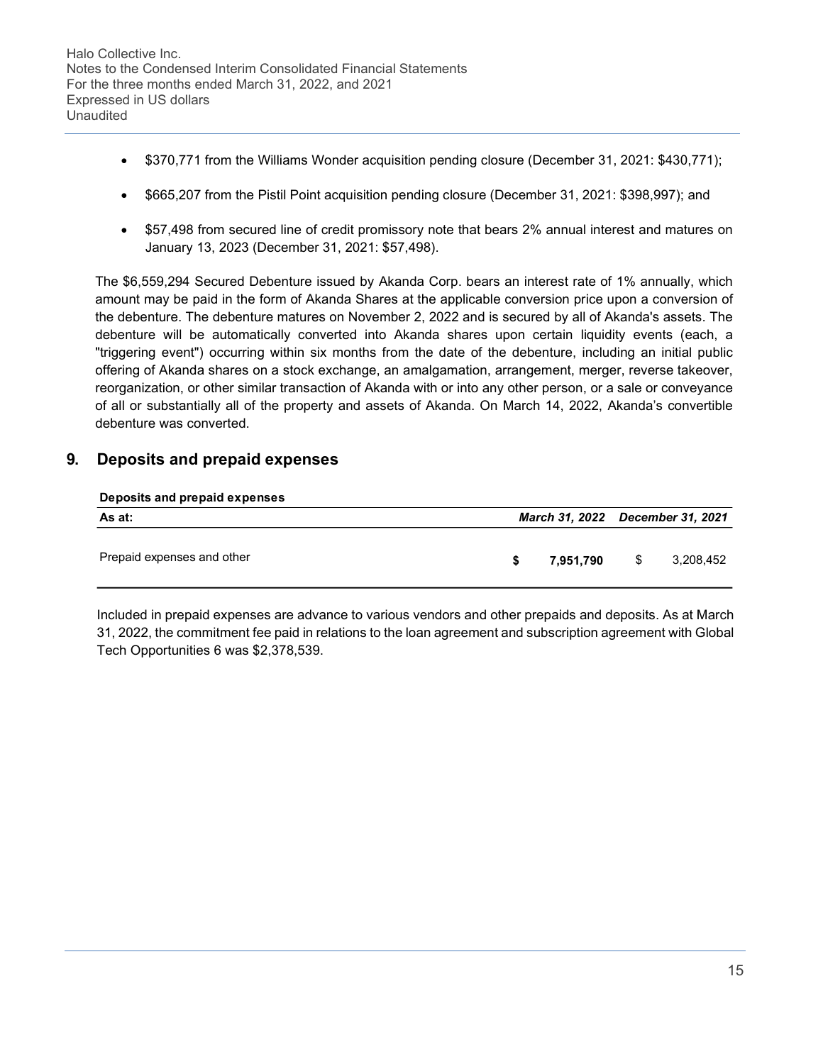- $370,771 from the Williams Wonder acquisition pending closure (December 31, 2021: $430,771);
- $665,207 from the Pistil Point acquisition pending closure (December 31, 2021: $398,997); and
- $57,498 from secured line of credit promissory note that bears 2% annual interest and matures on January 13, 2023 (December 31, 2021: $57,498).

The $6,559,294 Secured Debenture issued by Akanda Corp. bears an interest rate of 1% annually, which amount may be paid in the form of Akanda Shares at the applicable conversion price upon a conversion of the debenture. The debenture matures on November 2, 2022 and is secured by all of Akanda's assets. The debenture will be automatically converted into Akanda shares upon certain liquidity events (each, a "triggering event") occurring within six months from the date of the debenture, including an initial public offering of Akanda shares on a stock exchange, an amalgamation, arrangement, merger, reverse takeover, reorganization, or other similar transaction of Akanda with or into any other person, or a sale or conveyance of all or substantially all of the property and assets of Akanda. On March 14, 2022, Akanda's convertible debenture was converted.

## 9. Deposits and prepaid expenses

**Deposits and prepaid expenses**

| As at: | *March 31, 2022* | *December 31, 2021* |
|---|---|---|
| Prepaid expenses and other | **$ 7,951,790** | $ 3,208,452 |

Included in prepaid expenses are advance to various vendors and other prepaids and deposits. As at March 31, 2022, the commitment fee paid in relations to the loan agreement and subscription agreement with Global Tech Opportunities 6 was $2,378,539.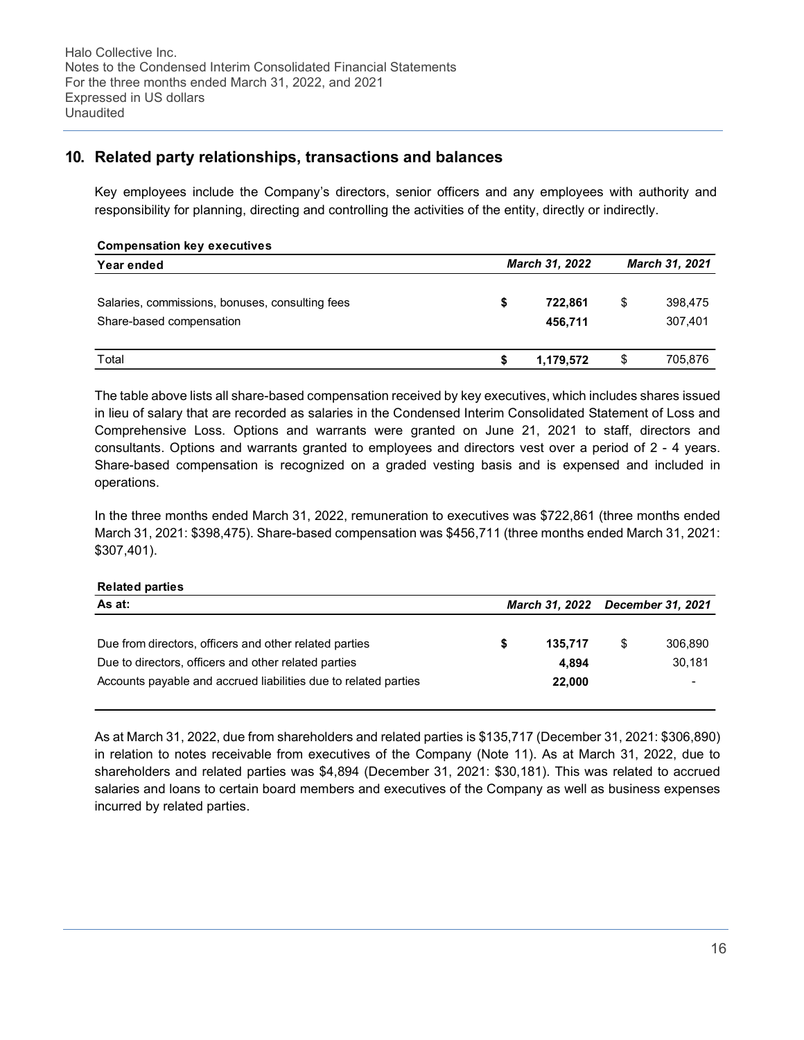## 10. Related party relationships, transactions and balances

Key employees include the Company's directors, senior officers and any employees with authority and responsibility for planning, directing and controlling the activities of the entity, directly or indirectly.

**Compensation key executives**

| Year ended | | *March 31, 2022* | | *March 31, 2021* |
|---|---|---|---|---|
| Salaries, commissions, bonuses, consulting fees | **$** | **722,861** | $ | 398,475 |
| Share-based compensation | | **456,711** | | 307,401 |
| Total | **$** | **1,179,572** | $ | 705,876 |

The table above lists all share-based compensation received by key executives, which includes shares issued in lieu of salary that are recorded as salaries in the Condensed Interim Consolidated Statement of Loss and Comprehensive Loss. Options and warrants were granted on June 21, 2021 to staff, directors and consultants. Options and warrants granted to employees and directors vest over a period of 2 - 4 years. Share-based compensation is recognized on a graded vesting basis and is expensed and included in operations.

In the three months ended March 31, 2022, remuneration to executives was $722,861 (three months ended March 31, 2021: $398,475). Share-based compensation was $456,711 (three months ended March 31, 2021: $307,401).

**Related parties**

| As at: | | *March 31, 2022* | | *December 31, 2021* |
|---|---|---|---|---|
| Due from directors, officers and other related parties | **$** | **135,717** | $ | 306,890 |
| Due to directors, officers and other related parties | | **4,894** | | 30,181 |
| Accounts payable and accrued liabilities due to related parties | | **22,000** | | - |

As at March 31, 2022, due from shareholders and related parties is $135,717 (December 31, 2021: $306,890) in relation to notes receivable from executives of the Company (Note 11). As at March 31, 2022, due to shareholders and related parties was $4,894 (December 31, 2021: $30,181). This was related to accrued salaries and loans to certain board members and executives of the Company as well as business expenses incurred by related parties.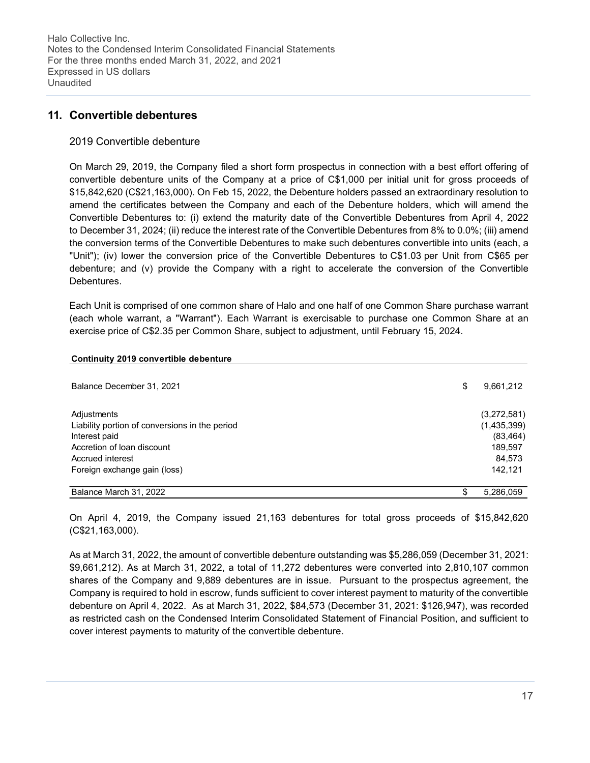## 11. Convertible debentures

### 2019 Convertible debenture

On March 29, 2019, the Company filed a short form prospectus in connection with a best effort offering of convertible debenture units of the Company at a price of C$1,000 per initial unit for gross proceeds of $15,842,620 (C$21,163,000). On Feb 15, 2022, the Debenture holders passed an extraordinary resolution to amend the certificates between the Company and each of the Debenture holders, which will amend the Convertible Debentures to: (i) extend the maturity date of the Convertible Debentures from April 4, 2022 to December 31, 2024; (ii) reduce the interest rate of the Convertible Debentures from 8% to 0.0%; (iii) amend the conversion terms of the Convertible Debentures to make such debentures convertible into units (each, a "Unit"); (iv) lower the conversion price of the Convertible Debentures to C$1.03 per Unit from C$65 per debenture; and (v) provide the Company with a right to accelerate the conversion of the Convertible Debentures.

Each Unit is comprised of one common share of Halo and one half of one Common Share purchase warrant (each whole warrant, a "Warrant"). Each Warrant is exercisable to purchase one Common Share at an exercise price of C$2.35 per Common Share, subject to adjustment, until February 15, 2024.

| **Continuity 2019 convertible debenture** | |
|---|---|
| Balance December 31, 2021 | $ 9,661,212 |
| Adjustments | (3,272,581) |
| Liability portion of conversions in the period | (1,435,399) |
| Interest paid | (83,464) |
| Accretion of loan discount | 189,597 |
| Accrued interest | 84,573 |
| Foreign exchange gain (loss) | 142,121 |
| Balance March 31, 2022 | $ 5,286,059 |

On April 4, 2019, the Company issued 21,163 debentures for total gross proceeds of $15,842,620 (C$21,163,000).

As at March 31, 2022, the amount of convertible debenture outstanding was $5,286,059 (December 31, 2021: $9,661,212). As at March 31, 2022, a total of 11,272 debentures were converted into 2,810,107 common shares of the Company and 9,889 debentures are in issue. Pursuant to the prospectus agreement, the Company is required to hold in escrow, funds sufficient to cover interest payment to maturity of the convertible debenture on April 4, 2022. As at March 31, 2022, $84,573 (December 31, 2021: $126,947), was recorded as restricted cash on the Condensed Interim Consolidated Statement of Financial Position, and sufficient to cover interest payments to maturity of the convertible debenture.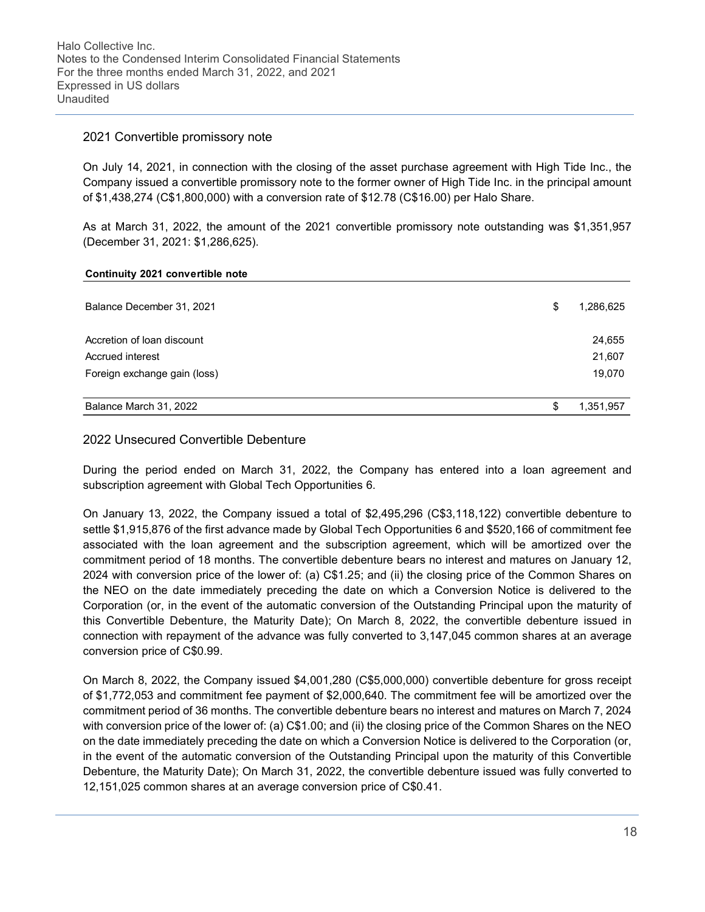## 2021 Convertible promissory note

On July 14, 2021, in connection with the closing of the asset purchase agreement with High Tide Inc., the Company issued a convertible promissory note to the former owner of High Tide Inc. in the principal amount of $1,438,274 (C$1,800,000) with a conversion rate of $12.78 (C$16.00) per Halo Share.

As at March 31, 2022, the amount of the 2021 convertible promissory note outstanding was $1,351,957 (December 31, 2021: $1,286,625).

| **Continuity 2021 convertible note** | | |
|---|---|---|
| Balance December 31, 2021 | $ | 1,286,625 |
| Accretion of loan discount | | 24,655 |
| Accrued interest | | 21,607 |
| Foreign exchange gain (loss) | | 19,070 |
| Balance March 31, 2022 | $ | 1,351,957 |

## 2022 Unsecured Convertible Debenture

During the period ended on March 31, 2022, the Company has entered into a loan agreement and subscription agreement with Global Tech Opportunities 6.

On January 13, 2022, the Company issued a total of $2,495,296 (C$3,118,122) convertible debenture to settle $1,915,876 of the first advance made by Global Tech Opportunities 6 and $520,166 of commitment fee associated with the loan agreement and the subscription agreement, which will be amortized over the commitment period of 18 months. The convertible debenture bears no interest and matures on January 12, 2024 with conversion price of the lower of: (a) C$1.25; and (ii) the closing price of the Common Shares on the NEO on the date immediately preceding the date on which a Conversion Notice is delivered to the Corporation (or, in the event of the automatic conversion of the Outstanding Principal upon the maturity of this Convertible Debenture, the Maturity Date); On March 8, 2022, the convertible debenture issued in connection with repayment of the advance was fully converted to 3,147,045 common shares at an average conversion price of C$0.99.

On March 8, 2022, the Company issued $4,001,280 (C$5,000,000) convertible debenture for gross receipt of $1,772,053 and commitment fee payment of $2,000,640. The commitment fee will be amortized over the commitment period of 36 months. The convertible debenture bears no interest and matures on March 7, 2024 with conversion price of the lower of: (a) C$1.00; and (ii) the closing price of the Common Shares on the NEO on the date immediately preceding the date on which a Conversion Notice is delivered to the Corporation (or, in the event of the automatic conversion of the Outstanding Principal upon the maturity of this Convertible Debenture, the Maturity Date); On March 31, 2022, the convertible debenture issued was fully converted to 12,151,025 common shares at an average conversion price of C$0.41.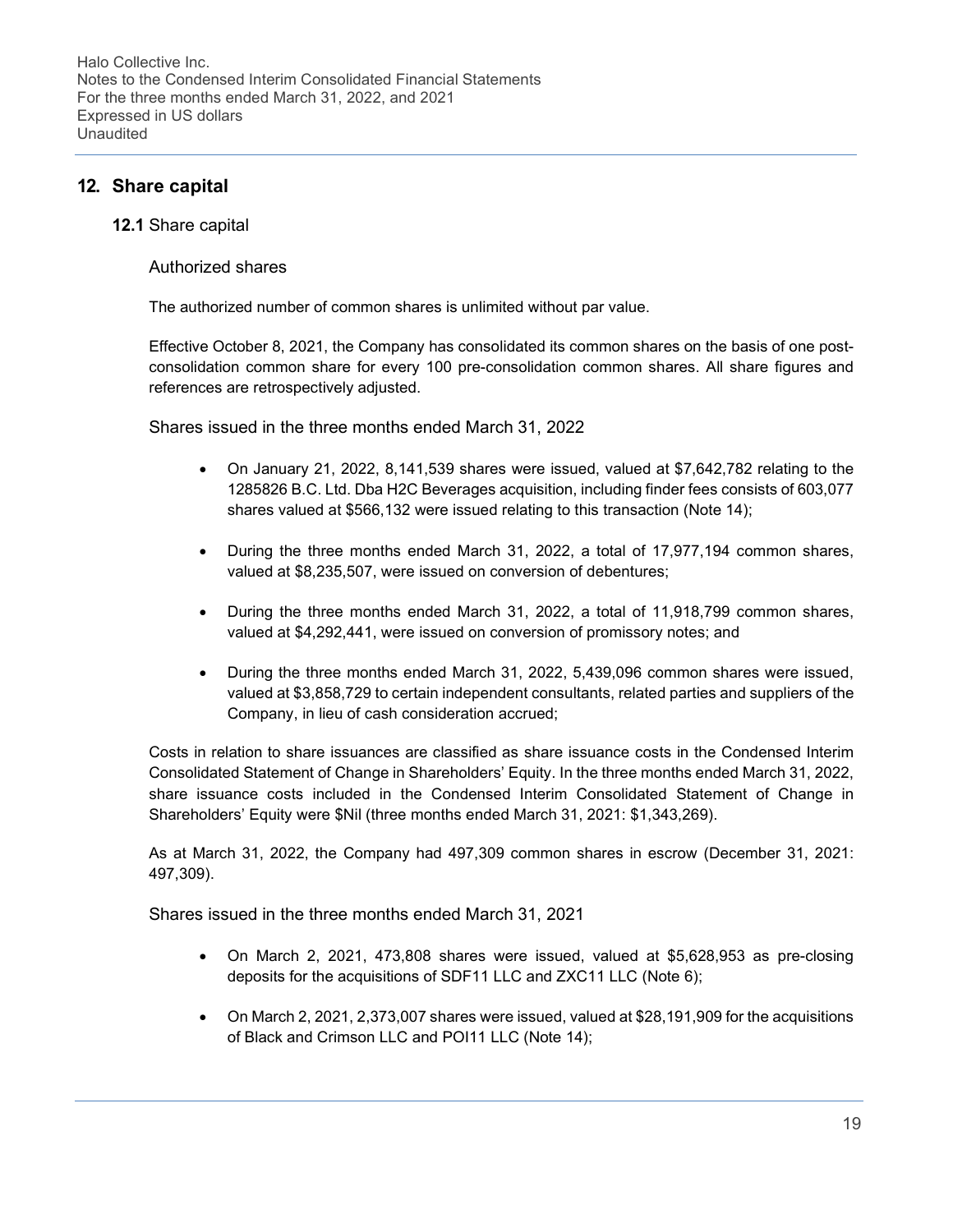## 12. Share capital

### 12.1 Share capital

#### Authorized shares

The authorized number of common shares is unlimited without par value.

Effective October 8, 2021, the Company has consolidated its common shares on the basis of one post-consolidation common share for every 100 pre-consolidation common shares. All share figures and references are retrospectively adjusted.

#### Shares issued in the three months ended March 31, 2022

- On January 21, 2022, 8,141,539 shares were issued, valued at $7,642,782 relating to the 1285826 B.C. Ltd. Dba H2C Beverages acquisition, including finder fees consists of 603,077 shares valued at $566,132 were issued relating to this transaction (Note 14);
- During the three months ended March 31, 2022, a total of 17,977,194 common shares, valued at $8,235,507, were issued on conversion of debentures;
- During the three months ended March 31, 2022, a total of 11,918,799 common shares, valued at $4,292,441, were issued on conversion of promissory notes; and
- During the three months ended March 31, 2022, 5,439,096 common shares were issued, valued at $3,858,729 to certain independent consultants, related parties and suppliers of the Company, in lieu of cash consideration accrued;

Costs in relation to share issuances are classified as share issuance costs in the Condensed Interim Consolidated Statement of Change in Shareholders' Equity. In the three months ended March 31, 2022, share issuance costs included in the Condensed Interim Consolidated Statement of Change in Shareholders' Equity were $Nil (three months ended March 31, 2021: $1,343,269).

As at March 31, 2022, the Company had 497,309 common shares in escrow (December 31, 2021: 497,309).

#### Shares issued in the three months ended March 31, 2021

- On March 2, 2021, 473,808 shares were issued, valued at $5,628,953 as pre-closing deposits for the acquisitions of SDF11 LLC and ZXC11 LLC (Note 6);
- On March 2, 2021, 2,373,007 shares were issued, valued at $28,191,909 for the acquisitions of Black and Crimson LLC and POI11 LLC (Note 14);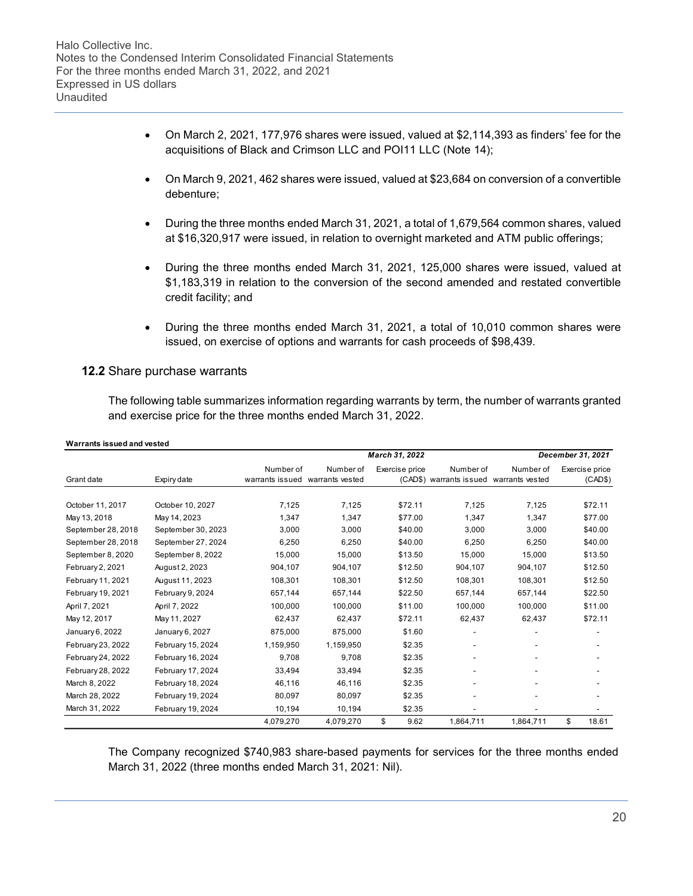- On March 2, 2021, 177,976 shares were issued, valued at $2,114,393 as finders' fee for the acquisitions of Black and Crimson LLC and POI11 LLC (Note 14);
- On March 9, 2021, 462 shares were issued, valued at $23,684 on conversion of a convertible debenture;
- During the three months ended March 31, 2021, a total of 1,679,564 common shares, valued at $16,320,917 were issued, in relation to overnight marketed and ATM public offerings;
- During the three months ended March 31, 2021, 125,000 shares were issued, valued at $1,183,319 in relation to the conversion of the second amended and restated convertible credit facility; and
- During the three months ended March 31, 2021, a total of 10,010 common shares were issued, on exercise of options and warrants for cash proceeds of $98,439.

## 12.2 Share purchase warrants

The following table summarizes information regarding warrants by term, the number of warrants granted and exercise price for the three months ended March 31, 2022.

**Warrants issued and vested**

| | | *March 31, 2022* | | | *December 31, 2021* | | |
|---|---|---|---|---|---|---|---|
| Grant date | Expiry date | Number of warrants issued | Number of warrants vested | Exercise price (CAD$) | Number of warrants issued | Number of warrants vested | Exercise price (CAD$) |
| October 11, 2017 | October 10, 2027 | 7,125 | 7,125 | $72.11 | 7,125 | 7,125 | $72.11 |
| May 13, 2018 | May 14, 2023 | 1,347 | 1,347 | $77.00 | 1,347 | 1,347 | $77.00 |
| September 28, 2018 | September 30, 2023 | 3,000 | 3,000 | $40.00 | 3,000 | 3,000 | $40.00 |
| September 28, 2018 | September 27, 2024 | 6,250 | 6,250 | $40.00 | 6,250 | 6,250 | $40.00 |
| September 8, 2020 | September 8, 2022 | 15,000 | 15,000 | $13.50 | 15,000 | 15,000 | $13.50 |
| February 2, 2021 | August 2, 2023 | 904,107 | 904,107 | $12.50 | 904,107 | 904,107 | $12.50 |
| February 11, 2021 | August 11, 2023 | 108,301 | 108,301 | $12.50 | 108,301 | 108,301 | $12.50 |
| February 19, 2021 | February 9, 2024 | 657,144 | 657,144 | $22.50 | 657,144 | 657,144 | $22.50 |
| April 7, 2021 | April 7, 2022 | 100,000 | 100,000 | $11.00 | 100,000 | 100,000 | $11.00 |
| May 12, 2017 | May 11, 2027 | 62,437 | 62,437 | $72.11 | 62,437 | 62,437 | $72.11 |
| January 6, 2022 | January 6, 2027 | 875,000 | 875,000 | $1.60 | - | - | - |
| February 23, 2022 | February 15, 2024 | 1,159,950 | 1,159,950 | $2.35 | - | - | - |
| February 24, 2022 | February 16, 2024 | 9,708 | 9,708 | $2.35 | - | - | - |
| February 28, 2022 | February 17, 2024 | 33,494 | 33,494 | $2.35 | - | - | - |
| March 8, 2022 | February 18, 2024 | 46,116 | 46,116 | $2.35 | - | - | - |
| March 28, 2022 | February 19, 2024 | 80,097 | 80,097 | $2.35 | - | - | - |
| March 31, 2022 | February 19, 2024 | 10,194 | 10,194 | $2.35 | - | - | - |
| | | 4,079,270 | 4,079,270 | $ 9.62 | 1,864,711 | 1,864,711 | $ 18.61 |

The Company recognized $740,983 share-based payments for services for the three months ended March 31, 2022 (three months ended March 31, 2021: Nil).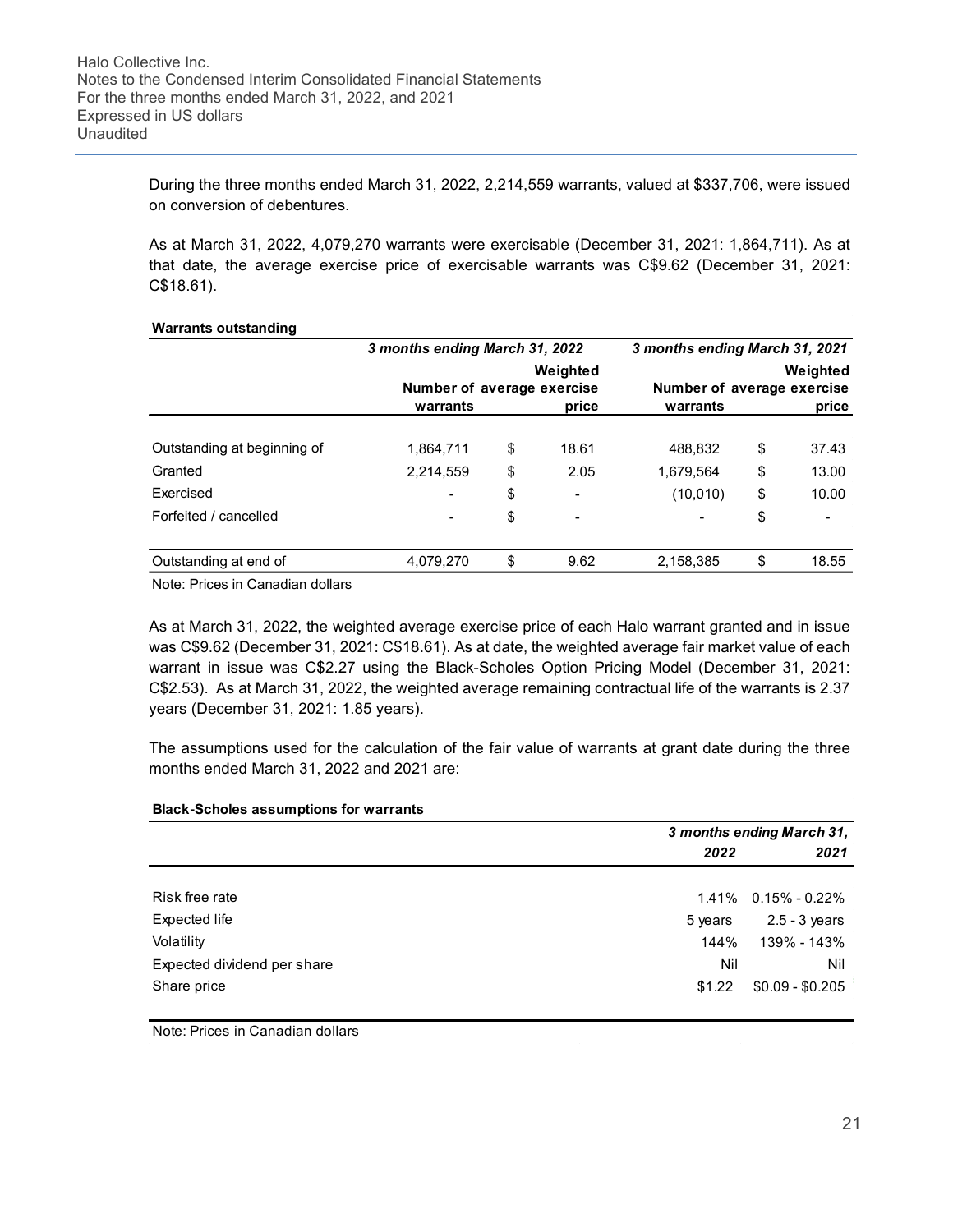During the three months ended March 31, 2022, 2,214,559 warrants, valued at $337,706, were issued on conversion of debentures.

As at March 31, 2022, 4,079,270 warrants were exercisable (December 31, 2021: 1,864,711). As at that date, the average exercise price of exercisable warrants was C$9.62 (December 31, 2021: C$18.61).

**Warrants outstanding**

| | *3 months ending March 31, 2022* | | | *3 months ending March 31, 2021* | | |
|---|---|---|---|---|---|---|
| | **Number of warrants** | | **Weighted average exercise price** | **Number of warrants** | | **Weighted average exercise price** |
| Outstanding at beginning of | 1,864,711 | $ | 18.61 | 488,832 | $ | 37.43 |
| Granted | 2,214,559 | $ | 2.05 | 1,679,564 | $ | 13.00 |
| Exercised | - | $ | - | (10,010) | $ | 10.00 |
| Forfeited / cancelled | - | $ | - | - | $ | - |
| Outstanding at end of | 4,079,270 | $ | 9.62 | 2,158,385 | $ | 18.55 |

Note: Prices in Canadian dollars

As at March 31, 2022, the weighted average exercise price of each Halo warrant granted and in issue was C$9.62 (December 31, 2021: C$18.61). As at date, the weighted average fair market value of each warrant in issue was C$2.27 using the Black-Scholes Option Pricing Model (December 31, 2021: C$2.53). As at March 31, 2022, the weighted average remaining contractual life of the warrants is 2.37 years (December 31, 2021: 1.85 years).

The assumptions used for the calculation of the fair value of warrants at grant date during the three months ended March 31, 2022 and 2021 are:

**Black-Scholes assumptions for warrants**

| | *3 months ending March 31,* | |
|---|---|---|
| | ***2022*** | ***2021*** |
| Risk free rate | 1.41% | 0.15% - 0.22% |
| Expected life | 5 years | 2.5 - 3 years |
| Volatility | 144% | 139% - 143% |
| Expected dividend per share | Nil | Nil |
| Share price | $1.22 | $0.09 - $0.205 |

Note: Prices in Canadian dollars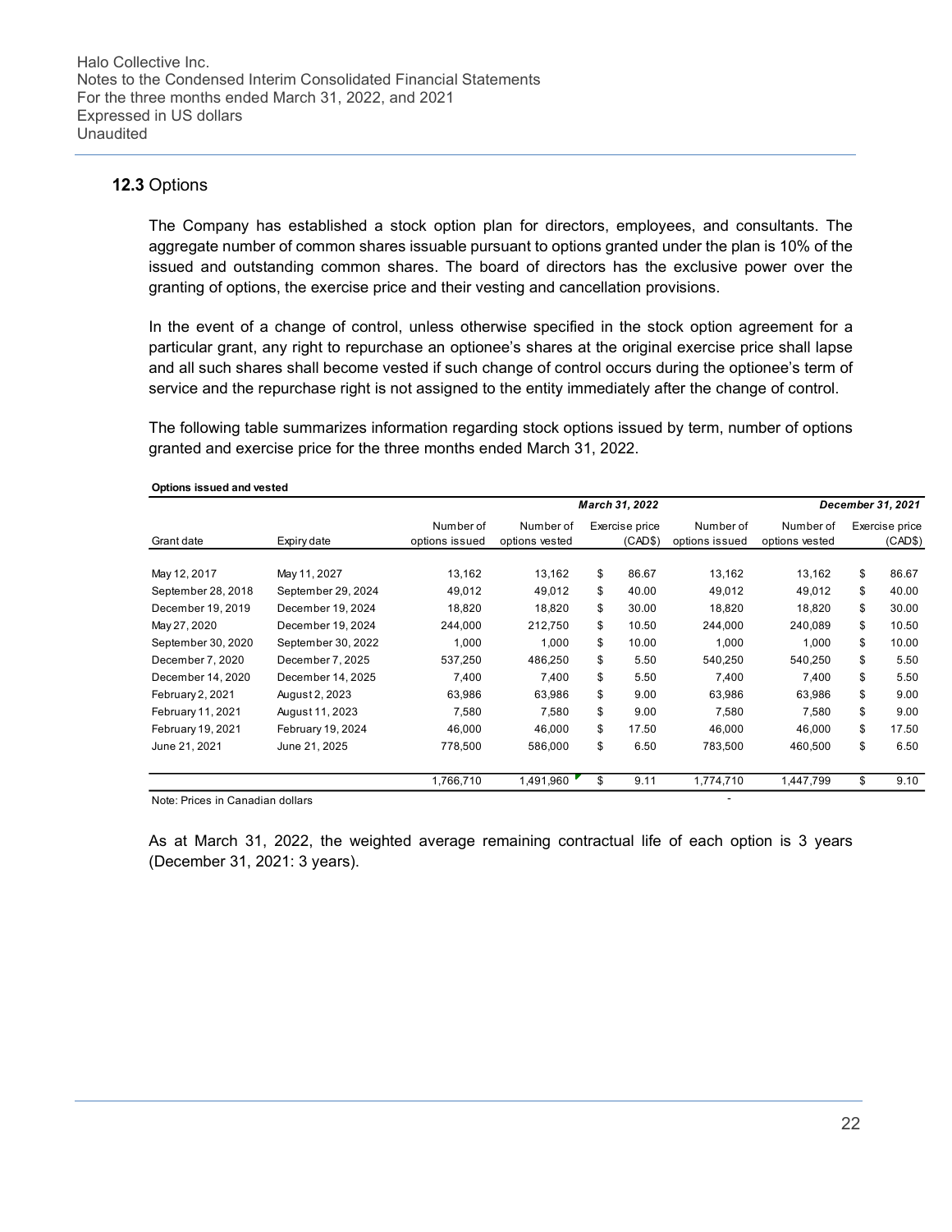### 12.3 Options

The Company has established a stock option plan for directors, employees, and consultants. The aggregate number of common shares issuable pursuant to options granted under the plan is 10% of the issued and outstanding common shares. The board of directors has the exclusive power over the granting of options, the exercise price and their vesting and cancellation provisions.

In the event of a change of control, unless otherwise specified in the stock option agreement for a particular grant, any right to repurchase an optionee's shares at the original exercise price shall lapse and all such shares shall become vested if such change of control occurs during the optionee's term of service and the repurchase right is not assigned to the entity immediately after the change of control.

The following table summarizes information regarding stock options issued by term, number of options granted and exercise price for the three months ended March 31, 2022.

**Options issued and vested**

| | | *March 31, 2022* | | | *December 31, 2021* | | |
|---|---|---|---|---|---|---|---|
| Grant date | Expiry date | Number of options issued | Number of options vested | Exercise price (CAD$) | Number of options issued | Number of options vested | Exercise price (CAD$) |
| May 12, 2017 | May 11, 2027 | 13,162 | 13,162 | $ 86.67 | 13,162 | 13,162 | $ 86.67 |
| September 28, 2018 | September 29, 2024 | 49,012 | 49,012 | $ 40.00 | 49,012 | 49,012 | $ 40.00 |
| December 19, 2019 | December 19, 2024 | 18,820 | 18,820 | $ 30.00 | 18,820 | 18,820 | $ 30.00 |
| May 27, 2020 | December 19, 2024 | 244,000 | 212,750 | $ 10.50 | 244,000 | 240,089 | $ 10.50 |
| September 30, 2020 | September 30, 2022 | 1,000 | 1,000 | $ 10.00 | 1,000 | 1,000 | $ 10.00 |
| December 7, 2020 | December 7, 2025 | 537,250 | 486,250 | $ 5.50 | 540,250 | 540,250 | $ 5.50 |
| December 14, 2020 | December 14, 2025 | 7,400 | 7,400 | $ 5.50 | 7,400 | 7,400 | $ 5.50 |
| February 2, 2021 | August 2, 2023 | 63,986 | 63,986 | $ 9.00 | 63,986 | 63,986 | $ 9.00 |
| February 11, 2021 | August 11, 2023 | 7,580 | 7,580 | $ 9.00 | 7,580 | 7,580 | $ 9.00 |
| February 19, 2021 | February 19, 2024 | 46,000 | 46,000 | $ 17.50 | 46,000 | 46,000 | $ 17.50 |
| June 21, 2021 | June 21, 2025 | 778,500 | 586,000 | $ 6.50 | 783,500 | 460,500 | $ 6.50 |
| | | 1,766,710 | 1,491,960 | $ 9.11 | 1,774,710 | 1,447,799 | $ 9.10 |

Note: Prices in Canadian dollars

As at March 31, 2022, the weighted average remaining contractual life of each option is 3 years (December 31, 2021: 3 years).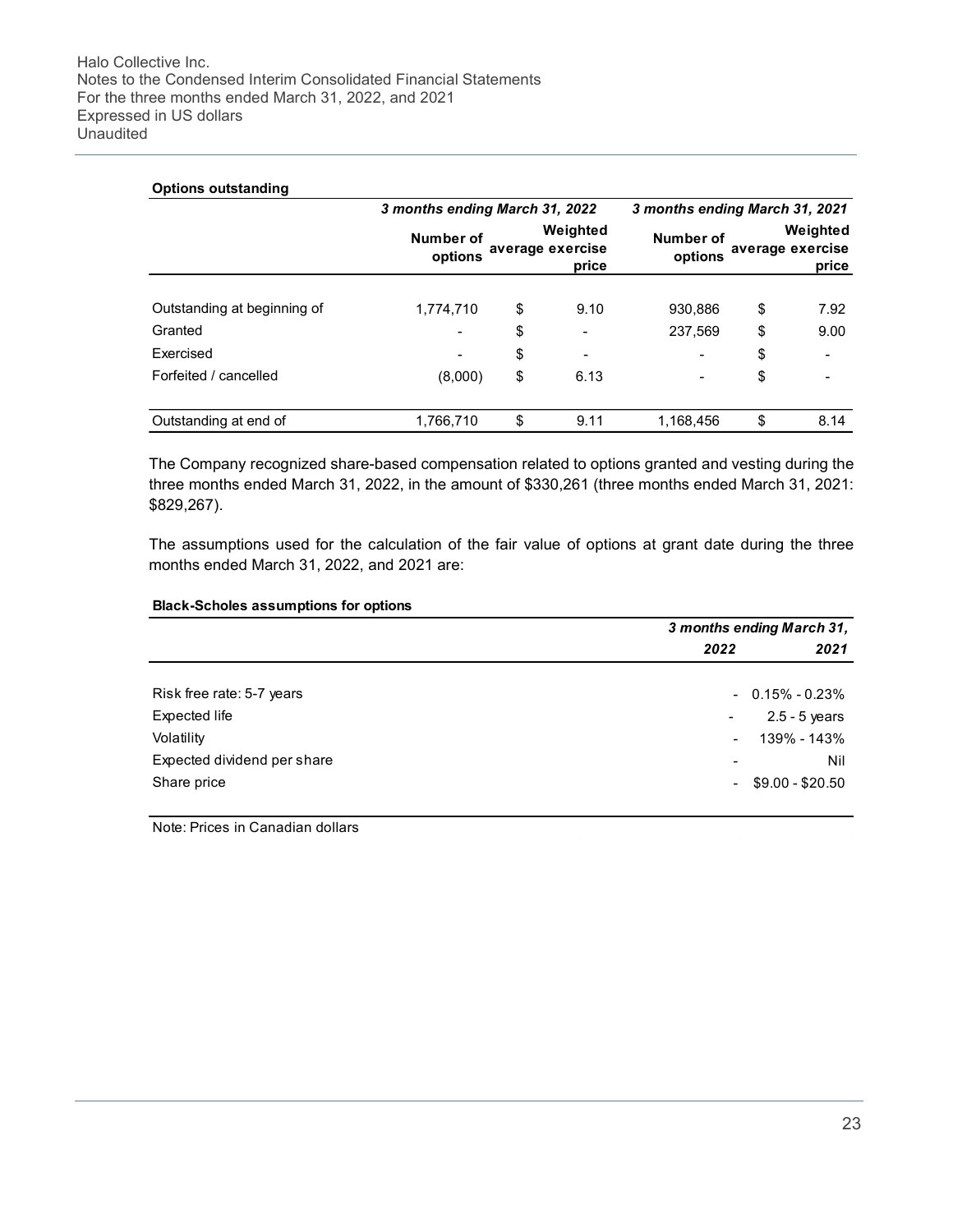**Options outstanding**

| | 3 months ending March 31, 2022 | | 3 months ending March 31, 2021 | |
|---|---|---|---|---|
| | Number of options | Weighted average exercise price | Number of options | Weighted average exercise price |
| Outstanding at beginning of | 1,774,710 | $ 9.10 | 930,886 | $ 7.92 |
| Granted | - | $ - | 237,569 | $ 9.00 |
| Exercised | - | $ - | - | $ - |
| Forfeited / cancelled | (8,000) | $ 6.13 | - | $ - |
| Outstanding at end of | 1,766,710 | $ 9.11 | 1,168,456 | $ 8.14 |

The Company recognized share-based compensation related to options granted and vesting during the three months ended March 31, 2022, in the amount of $330,261 (three months ended March 31, 2021: $829,267).

The assumptions used for the calculation of the fair value of options at grant date during the three months ended March 31, 2022, and 2021 are:

**Black-Scholes assumptions for options**

| | 3 months ending March 31, | |
|---|---|---|
| | 2022 | 2021 |
| Risk free rate: 5-7 years | - | 0.15% - 0.23% |
| Expected life | - | 2.5 - 5 years |
| Volatility | - | 139% - 143% |
| Expected dividend per share | - | Nil |
| Share price | - | $9.00 - $20.50 |

Note: Prices in Canadian dollars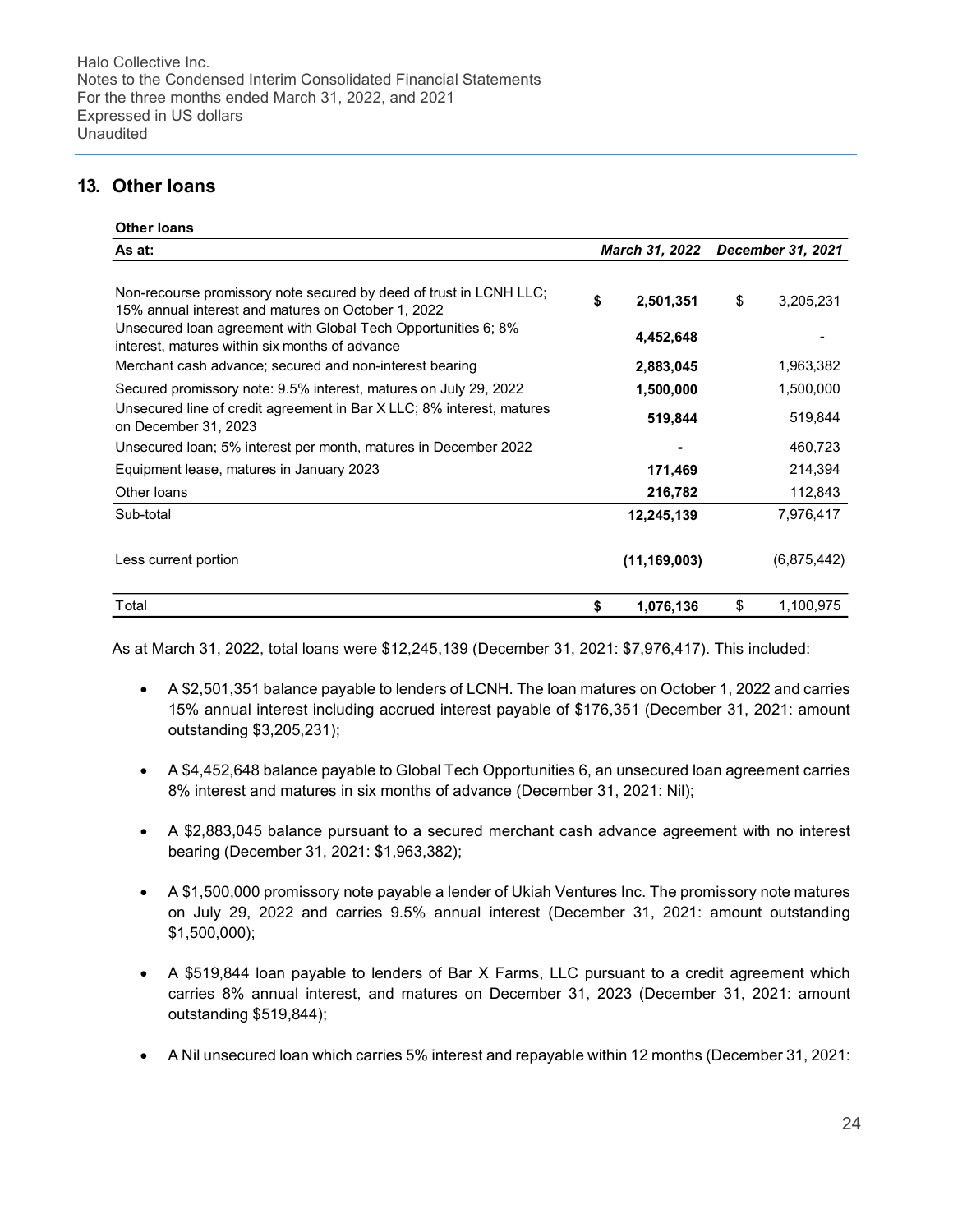## 13. Other loans

| Other loans | | |
|---|---|---|
| **As at:** | ***March 31, 2022*** | ***December 31, 2021*** |
| Non-recourse promissory note secured by deed of trust in LCNH LLC; 15% annual interest and matures on October 1, 2022 | **$ 2,501,351** | $ 3,205,231 |
| Unsecured loan agreement with Global Tech Opportunities 6; 8% interest, matures within six months of advance | **4,452,648** | - |
| Merchant cash advance; secured and non-interest bearing | **2,883,045** | 1,963,382 |
| Secured promissory note: 9.5% interest, matures on July 29, 2022 | **1,500,000** | 1,500,000 |
| Unsecured line of credit agreement in Bar X LLC; 8% interest, matures on December 31, 2023 | **519,844** | 519,844 |
| Unsecured loan; 5% interest per month, matures in December 2022 | **-** | 460,723 |
| Equipment lease, matures in January 2023 | **171,469** | 214,394 |
| Other loans | **216,782** | 112,843 |
| Sub-total | **12,245,139** | 7,976,417 |
| Less current portion | **(11,169,003)** | (6,875,442) |
| Total | **$ 1,076,136** | $ 1,100,975 |

As at March 31, 2022, total loans were $12,245,139 (December 31, 2021: $7,976,417). This included:

- A $2,501,351 balance payable to lenders of LCNH. The loan matures on October 1, 2022 and carries 15% annual interest including accrued interest payable of $176,351 (December 31, 2021: amount outstanding $3,205,231);

- A $4,452,648 balance payable to Global Tech Opportunities 6, an unsecured loan agreement carries 8% interest and matures in six months of advance (December 31, 2021: Nil);

- A $2,883,045 balance pursuant to a secured merchant cash advance agreement with no interest bearing (December 31, 2021: $1,963,382);

- A $1,500,000 promissory note payable a lender of Ukiah Ventures Inc. The promissory note matures on July 29, 2022 and carries 9.5% annual interest (December 31, 2021: amount outstanding $1,500,000);

- A $519,844 loan payable to lenders of Bar X Farms, LLC pursuant to a credit agreement which carries 8% annual interest, and matures on December 31, 2023 (December 31, 2021: amount outstanding $519,844);

- A Nil unsecured loan which carries 5% interest and repayable within 12 months (December 31, 2021: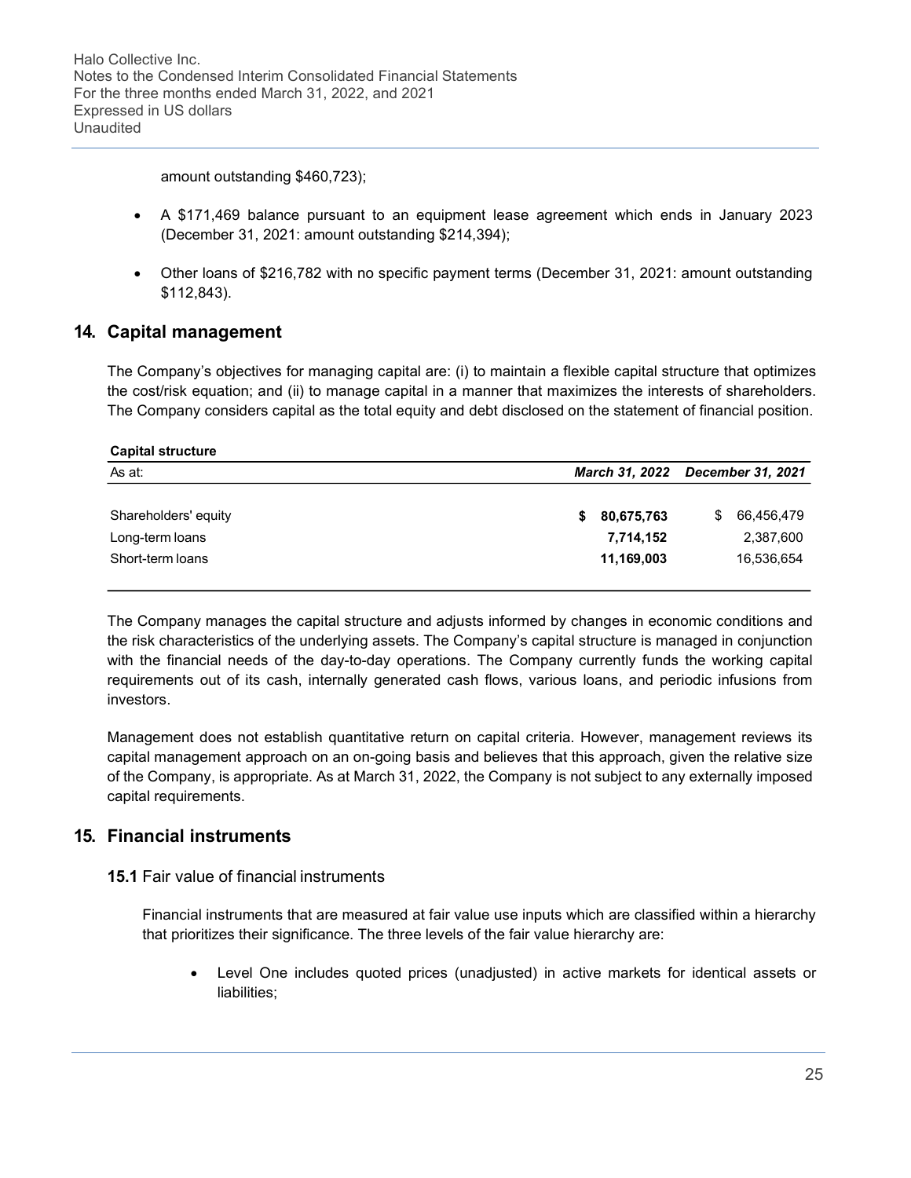amount outstanding $460,723);

- A $171,469 balance pursuant to an equipment lease agreement which ends in January 2023 (December 31, 2021: amount outstanding $214,394);
- Other loans of $216,782 with no specific payment terms (December 31, 2021: amount outstanding $112,843).

## 14. Capital management

The Company's objectives for managing capital are: (i) to maintain a flexible capital structure that optimizes the cost/risk equation; and (ii) to manage capital in a manner that maximizes the interests of shareholders. The Company considers capital as the total equity and debt disclosed on the statement of financial position.

**Capital structure**

| As at: | *March 31, 2022* | *December 31, 2021* |
|---|---|---|
| Shareholders' equity | **$ 80,675,763** | $ 66,456,479 |
| Long-term loans | **7,714,152** | 2,387,600 |
| Short-term loans | **11,169,003** | 16,536,654 |

The Company manages the capital structure and adjusts informed by changes in economic conditions and the risk characteristics of the underlying assets. The Company's capital structure is managed in conjunction with the financial needs of the day-to-day operations. The Company currently funds the working capital requirements out of its cash, internally generated cash flows, various loans, and periodic infusions from investors.

Management does not establish quantitative return on capital criteria. However, management reviews its capital management approach on an on-going basis and believes that this approach, given the relative size of the Company, is appropriate. As at March 31, 2022, the Company is not subject to any externally imposed capital requirements.

## 15. Financial instruments

### 15.1 Fair value of financial instruments

Financial instruments that are measured at fair value use inputs which are classified within a hierarchy that prioritizes their significance. The three levels of the fair value hierarchy are:

- Level One includes quoted prices (unadjusted) in active markets for identical assets or liabilities;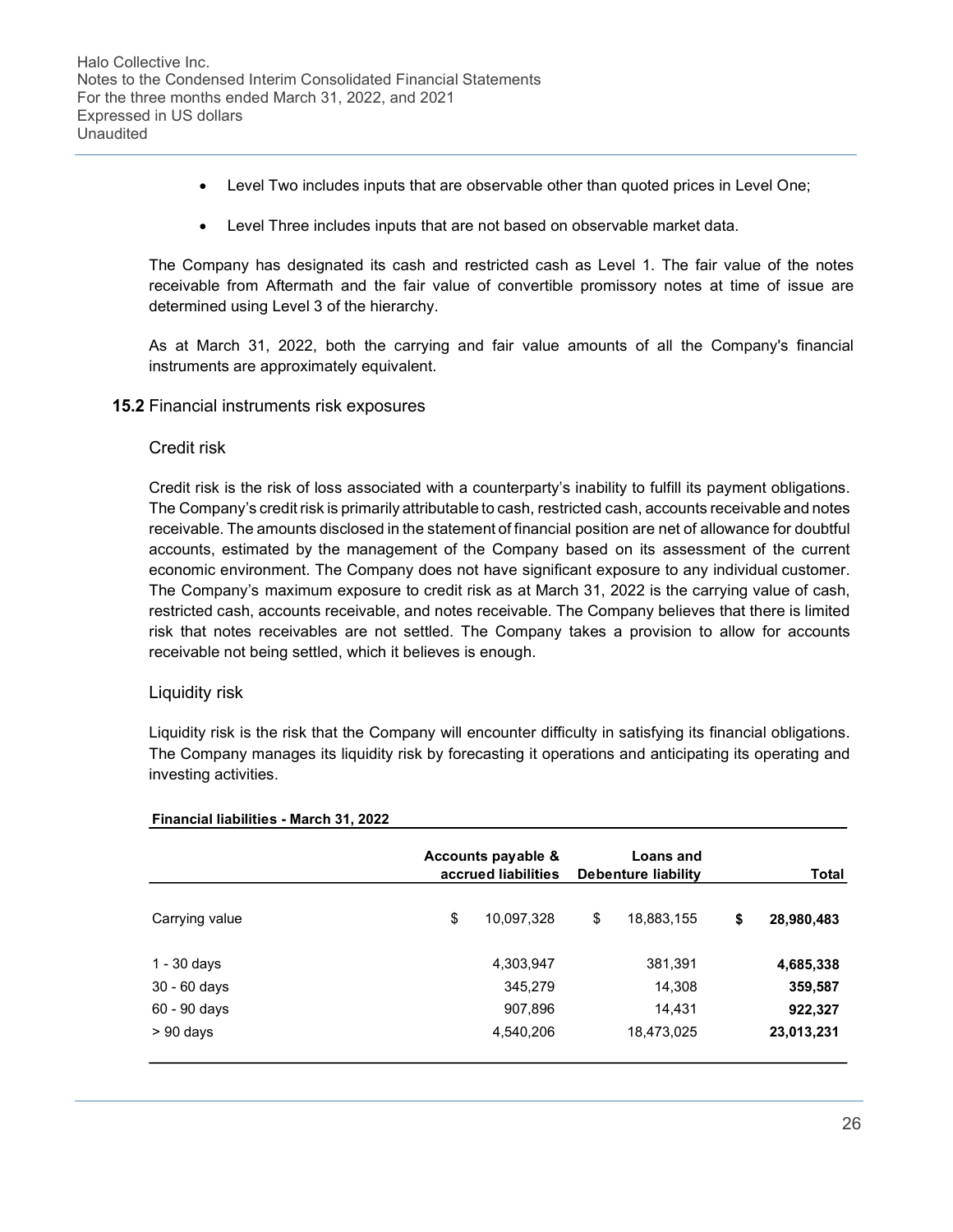- Level Two includes inputs that are observable other than quoted prices in Level One;
- Level Three includes inputs that are not based on observable market data.

The Company has designated its cash and restricted cash as Level 1. The fair value of the notes receivable from Aftermath and the fair value of convertible promissory notes at time of issue are determined using Level 3 of the hierarchy.

As at March 31, 2022, both the carrying and fair value amounts of all the Company's financial instruments are approximately equivalent.

### **15.2** Financial instruments risk exposures

#### Credit risk

Credit risk is the risk of loss associated with a counterparty's inability to fulfill its payment obligations. The Company's credit risk is primarily attributable to cash, restricted cash, accounts receivable and notes receivable. The amounts disclosed in the statement of financial position are net of allowance for doubtful accounts, estimated by the management of the Company based on its assessment of the current economic environment. The Company does not have significant exposure to any individual customer. The Company's maximum exposure to credit risk as at March 31, 2022 is the carrying value of cash, restricted cash, accounts receivable, and notes receivable. The Company believes that there is limited risk that notes receivables are not settled. The Company takes a provision to allow for accounts receivable not being settled, which it believes is enough.

#### Liquidity risk

Liquidity risk is the risk that the Company will encounter difficulty in satisfying its financial obligations. The Company manages its liquidity risk by forecasting it operations and anticipating its operating and investing activities.

**Financial liabilities - March 31, 2022**

| | Accounts payable & accrued liabilities | Loans and Debenture liability | Total |
|---|---|---|---|
| Carrying value | $ 10,097,328 | $ 18,883,155 | **$ 28,980,483** |
| 1 - 30 days | 4,303,947 | 381,391 | **4,685,338** |
| 30 - 60 days | 345,279 | 14,308 | **359,587** |
| 60 - 90 days | 907,896 | 14,431 | **922,327** |
| > 90 days | 4,540,206 | 18,473,025 | **23,013,231** |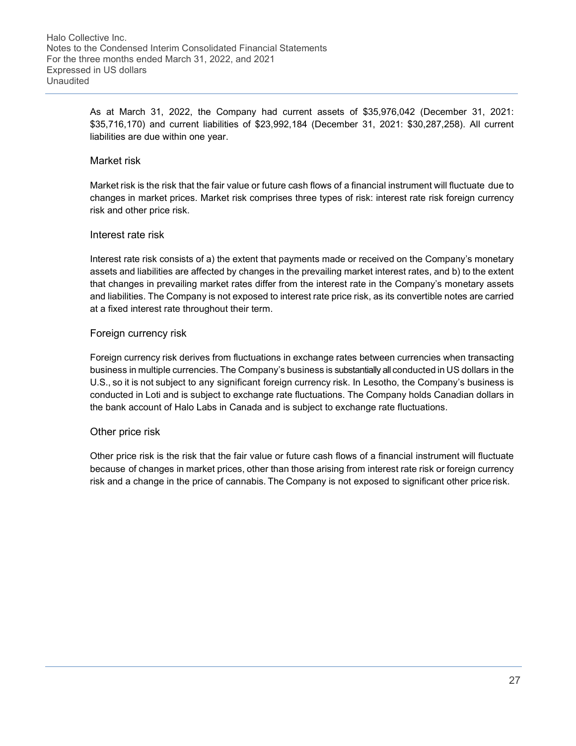As at March 31, 2022, the Company had current assets of $35,976,042 (December 31, 2021: $35,716,170) and current liabilities of $23,992,184 (December 31, 2021: $30,287,258). All current liabilities are due within one year.

### Market risk

Market risk is the risk that the fair value or future cash flows of a financial instrument will fluctuate due to changes in market prices. Market risk comprises three types of risk: interest rate risk foreign currency risk and other price risk.

### Interest rate risk

Interest rate risk consists of a) the extent that payments made or received on the Company's monetary assets and liabilities are affected by changes in the prevailing market interest rates, and b) to the extent that changes in prevailing market rates differ from the interest rate in the Company's monetary assets and liabilities. The Company is not exposed to interest rate price risk, as its convertible notes are carried at a fixed interest rate throughout their term.

### Foreign currency risk

Foreign currency risk derives from fluctuations in exchange rates between currencies when transacting business in multiple currencies. The Company's business is substantially all conducted in US dollars in the U.S., so it is not subject to any significant foreign currency risk. In Lesotho, the Company's business is conducted in Loti and is subject to exchange rate fluctuations. The Company holds Canadian dollars in the bank account of Halo Labs in Canada and is subject to exchange rate fluctuations.

### Other price risk

Other price risk is the risk that the fair value or future cash flows of a financial instrument will fluctuate because of changes in market prices, other than those arising from interest rate risk or foreign currency risk and a change in the price of cannabis. The Company is not exposed to significant other price risk.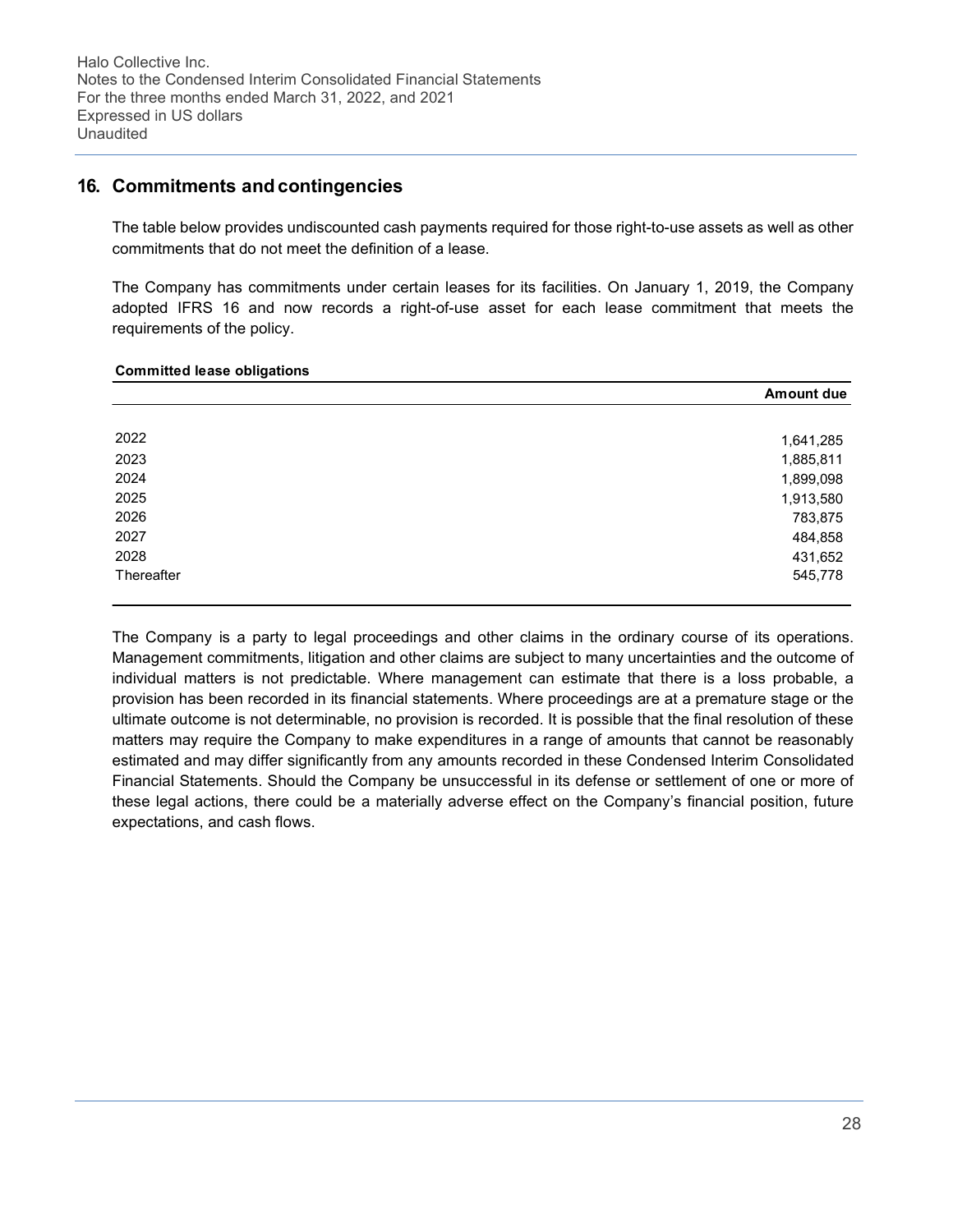## 16. Commitments and contingencies

The table below provides undiscounted cash payments required for those right-to-use assets as well as other commitments that do not meet the definition of a lease.

The Company has commitments under certain leases for its facilities. On January 1, 2019, the Company adopted IFRS 16 and now records a right-of-use asset for each lease commitment that meets the requirements of the policy.

**Committed lease obligations**

| | Amount due |
|---|---|
| 2022 | 1,641,285 |
| 2023 | 1,885,811 |
| 2024 | 1,899,098 |
| 2025 | 1,913,580 |
| 2026 | 783,875 |
| 2027 | 484,858 |
| 2028 | 431,652 |
| Thereafter | 545,778 |

The Company is a party to legal proceedings and other claims in the ordinary course of its operations. Management commitments, litigation and other claims are subject to many uncertainties and the outcome of individual matters is not predictable. Where management can estimate that there is a loss probable, a provision has been recorded in its financial statements. Where proceedings are at a premature stage or the ultimate outcome is not determinable, no provision is recorded. It is possible that the final resolution of these matters may require the Company to make expenditures in a range of amounts that cannot be reasonably estimated and may differ significantly from any amounts recorded in these Condensed Interim Consolidated Financial Statements. Should the Company be unsuccessful in its defense or settlement of one or more of these legal actions, there could be a materially adverse effect on the Company's financial position, future expectations, and cash flows.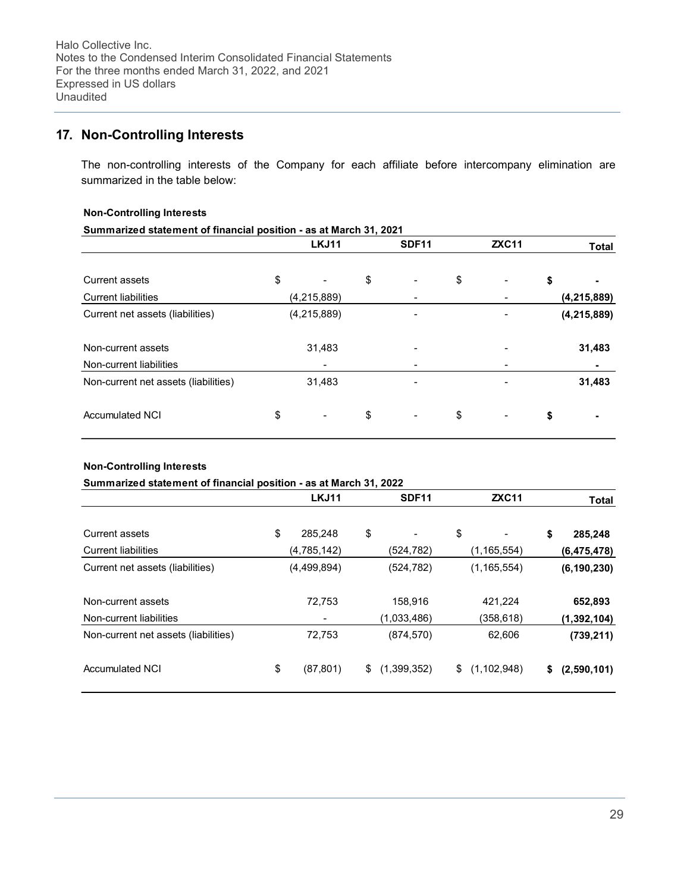## 17. Non-Controlling Interests

The non-controlling interests of the Company for each affiliate before intercompany elimination are summarized in the table below:

**Non-Controlling Interests**

**Summarized statement of financial position - as at March 31, 2021**

| | LKJ11 | SDF11 | ZXC11 | Total |
|---|---|---|---|---|
| Current assets | $ - | $ - | $ - | **$ -** |
| Current liabilities | (4,215,889) | - | - | **(4,215,889)** |
| Current net assets (liabilities) | (4,215,889) | - | - | **(4,215,889)** |
| Non-current assets | 31,483 | - | - | **31,483** |
| Non-current liabilities | - | - | - | **-** |
| Non-current net assets (liabilities) | 31,483 | - | - | **31,483** |
| Accumulated NCI | $ - | $ - | $ - | **$ -** |

**Non-Controlling Interests**

**Summarized statement of financial position - as at March 31, 2022**

| | LKJ11 | SDF11 | ZXC11 | Total |
|---|---|---|---|---|
| Current assets | $ 285,248 | $ - | $ - | **$ 285,248** |
| Current liabilities | (4,785,142) | (524,782) | (1,165,554) | **(6,475,478)** |
| Current net assets (liabilities) | (4,499,894) | (524,782) | (1,165,554) | **(6,190,230)** |
| Non-current assets | 72,753 | 158,916 | 421,224 | **652,893** |
| Non-current liabilities | - | (1,033,486) | (358,618) | **(1,392,104)** |
| Non-current net assets (liabilities) | 72,753 | (874,570) | 62,606 | **(739,211)** |
| Accumulated NCI | $ (87,801) | $ (1,399,352) | $ (1,102,948) | **$ (2,590,101)** |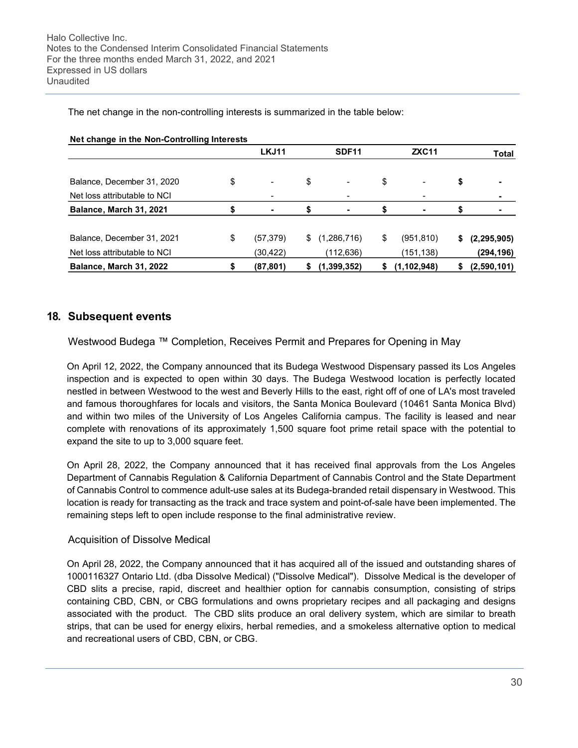The net change in the non-controlling interests is summarized in the table below:

**Net change in the Non-Controlling Interests**

| | LKJ11 | SDF11 | ZXC11 | Total |
|---|---|---|---|---|
| Balance, December 31, 2020 | $ - | $ - | $ - | **$ -** |
| Net loss attributable to NCI | - | - | - | **-** |
| **Balance, March 31, 2021** | **$ -** | **$ -** | **$ -** | **$ -** |
| | | | | |
| Balance, December 31, 2021 | $ (57,379) | $ (1,286,716) | $ (951,810) | **$ (2,295,905)** |
| Net loss attributable to NCI | (30,422) | (112,636) | (151,138) | **(294,196)** |
| **Balance, March 31, 2022** | **$ (87,801)** | **$ (1,399,352)** | **$ (1,102,948)** | **$ (2,590,101)** |

## 18. Subsequent events

### Westwood Budega ™ Completion, Receives Permit and Prepares for Opening in May

On April 12, 2022, the Company announced that its Budega Westwood Dispensary passed its Los Angeles inspection and is expected to open within 30 days. The Budega Westwood location is perfectly located nestled in between Westwood to the west and Beverly Hills to the east, right off of one of LA's most traveled and famous thoroughfares for locals and visitors, the Santa Monica Boulevard (10461 Santa Monica Blvd) and within two miles of the University of Los Angeles California campus. The facility is leased and near complete with renovations of its approximately 1,500 square foot prime retail space with the potential to expand the site to up to 3,000 square feet.

On April 28, 2022, the Company announced that it has received final approvals from the Los Angeles Department of Cannabis Regulation & California Department of Cannabis Control and the State Department of Cannabis Control to commence adult-use sales at its Budega-branded retail dispensary in Westwood. This location is ready for transacting as the track and trace system and point-of-sale have been implemented. The remaining steps left to open include response to the final administrative review.

### Acquisition of Dissolve Medical

On April 28, 2022, the Company announced that it has acquired all of the issued and outstanding shares of 1000116327 Ontario Ltd. (dba Dissolve Medical) ("Dissolve Medical"). Dissolve Medical is the developer of CBD slits a precise, rapid, discreet and healthier option for cannabis consumption, consisting of strips containing CBD, CBN, or CBG formulations and owns proprietary recipes and all packaging and designs associated with the product. The CBD slits produce an oral delivery system, which are similar to breath strips, that can be used for energy elixirs, herbal remedies, and a smokeless alternative option to medical and recreational users of CBD, CBN, or CBG.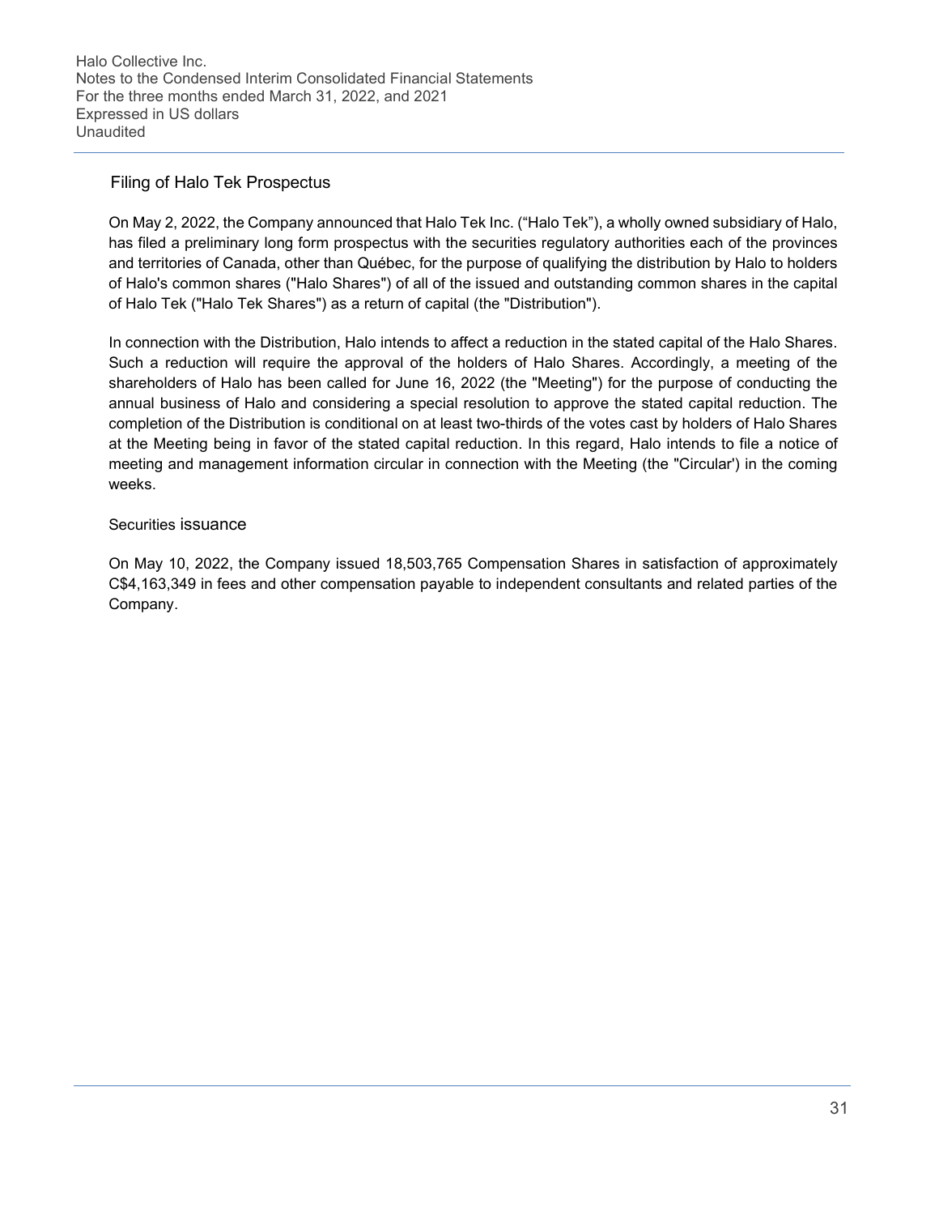### Filing of Halo Tek Prospectus

On May 2, 2022, the Company announced that Halo Tek Inc. (“Halo Tek”), a wholly owned subsidiary of Halo, has filed a preliminary long form prospectus with the securities regulatory authorities each of the provinces and territories of Canada, other than Québec, for the purpose of qualifying the distribution by Halo to holders of Halo's common shares ("Halo Shares") of all of the issued and outstanding common shares in the capital of Halo Tek ("Halo Tek Shares") as a return of capital (the "Distribution").

In connection with the Distribution, Halo intends to affect a reduction in the stated capital of the Halo Shares. Such a reduction will require the approval of the holders of Halo Shares. Accordingly, a meeting of the shareholders of Halo has been called for June 16, 2022 (the "Meeting") for the purpose of conducting the annual business of Halo and considering a special resolution to approve the stated capital reduction. The completion of the Distribution is conditional on at least two-thirds of the votes cast by holders of Halo Shares at the Meeting being in favor of the stated capital reduction. In this regard, Halo intends to file a notice of meeting and management information circular in connection with the Meeting (the "Circular') in the coming weeks.

### Securities issuance

On May 10, 2022, the Company issued 18,503,765 Compensation Shares in satisfaction of approximately C$4,163,349 in fees and other compensation payable to independent consultants and related parties of the Company.